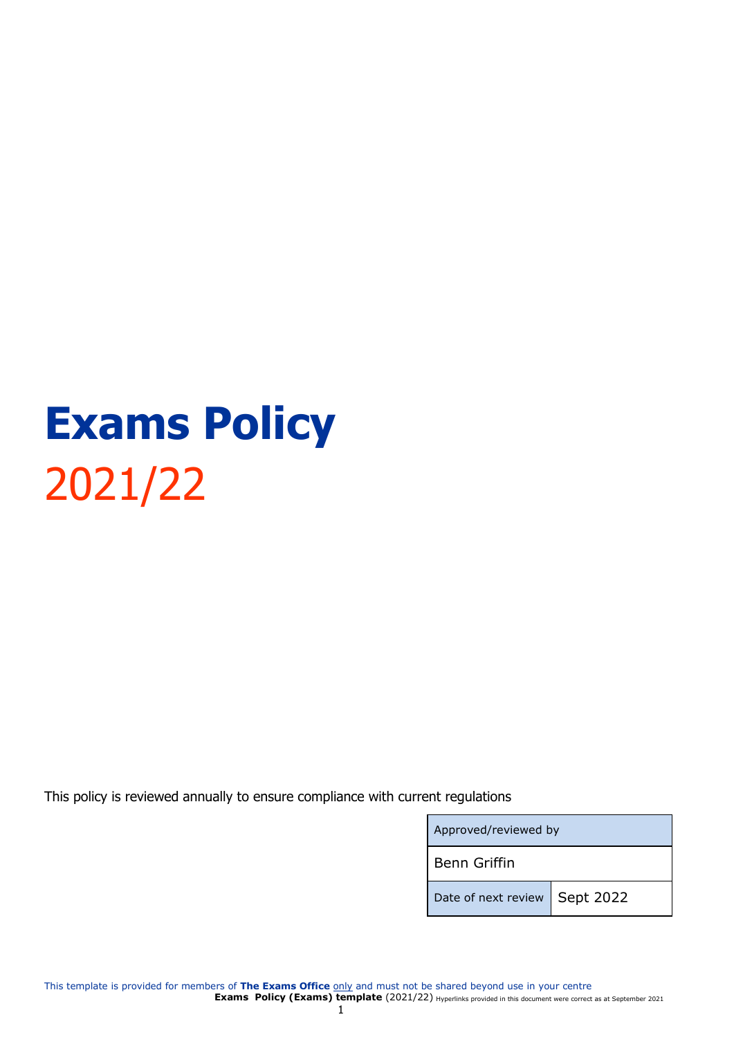# Exams Policy
2021/22

This policy is reviewed annually to ensure compliance with current regulations

| Approved/reviewed by | |
|---|---|
| Benn Griffin | |
| Date of next review | Sept 2022 |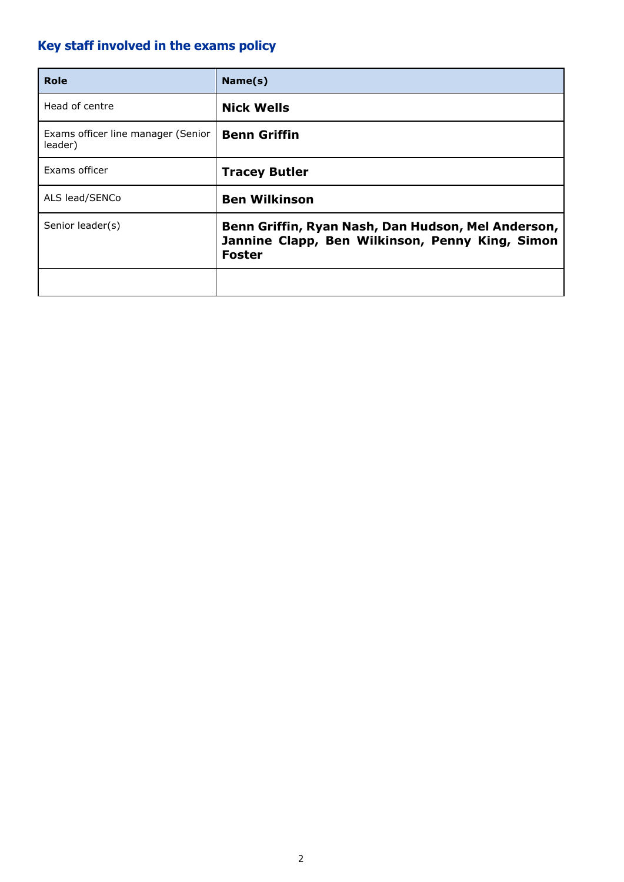## Key staff involved in the exams policy

| Role | Name(s) |
|---|---|
| Head of centre | **Nick Wells** |
| Exams officer line manager (Senior leader) | **Benn Griffin** |
| Exams officer | **Tracey Butler** |
| ALS lead/SENCo | **Ben Wilkinson** |
| Senior leader(s) | **Benn Griffin, Ryan Nash, Dan Hudson, Mel Anderson, Jannine Clapp, Ben Wilkinson, Penny King, Simon Foster** |
| | |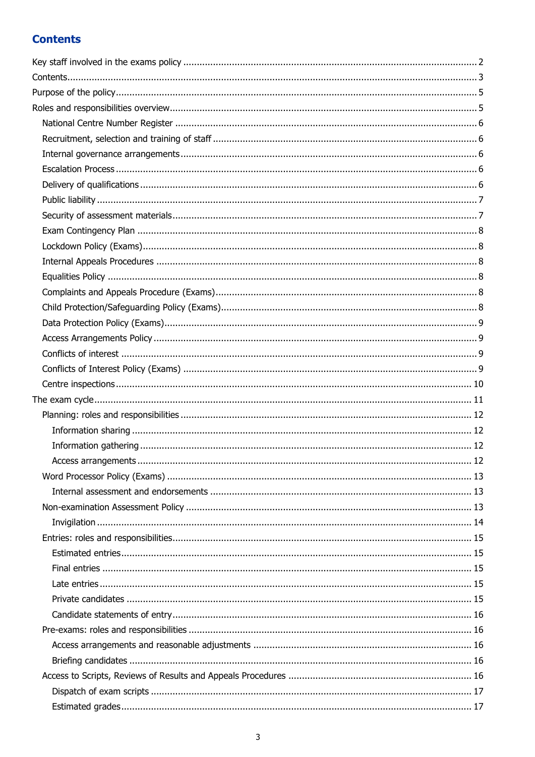## Contents

- Key staff involved in the exams policy .......... 2
- Contents .......... 3
- Purpose of the policy .......... 5
- Roles and responsibilities overview .......... 5
  - National Centre Number Register .......... 6
  - Recruitment, selection and training of staff .......... 6
  - Internal governance arrangements .......... 6
  - Escalation Process .......... 6
  - Delivery of qualifications .......... 6
  - Public liability .......... 7
  - Security of assessment materials .......... 7
  - Exam Contingency Plan .......... 8
  - Lockdown Policy (Exams) .......... 8
  - Internal Appeals Procedures .......... 8
  - Equalities Policy .......... 8
  - Complaints and Appeals Procedure (Exams) .......... 8
  - Child Protection/Safeguarding Policy (Exams) .......... 8
  - Data Protection Policy (Exams) .......... 9
  - Access Arrangements Policy .......... 9
  - Conflicts of interest .......... 9
  - Conflicts of Interest Policy (Exams) .......... 9
  - Centre inspections .......... 10
- The exam cycle .......... 11
  - Planning: roles and responsibilities .......... 12
    - Information sharing .......... 12
    - Information gathering .......... 12
    - Access arrangements .......... 12
  - Word Processor Policy (Exams) .......... 13
    - Internal assessment and endorsements .......... 13
  - Non-examination Assessment Policy .......... 13
    - Invigilation .......... 14
  - Entries: roles and responsibilities .......... 15
    - Estimated entries .......... 15
    - Final entries .......... 15
    - Late entries .......... 15
    - Private candidates .......... 15
    - Candidate statements of entry .......... 16
  - Pre-exams: roles and responsibilities .......... 16
    - Access arrangements and reasonable adjustments .......... 16
    - Briefing candidates .......... 16
  - Access to Scripts, Reviews of Results and Appeals Procedures .......... 16
    - Dispatch of exam scripts .......... 17
    - Estimated grades .......... 17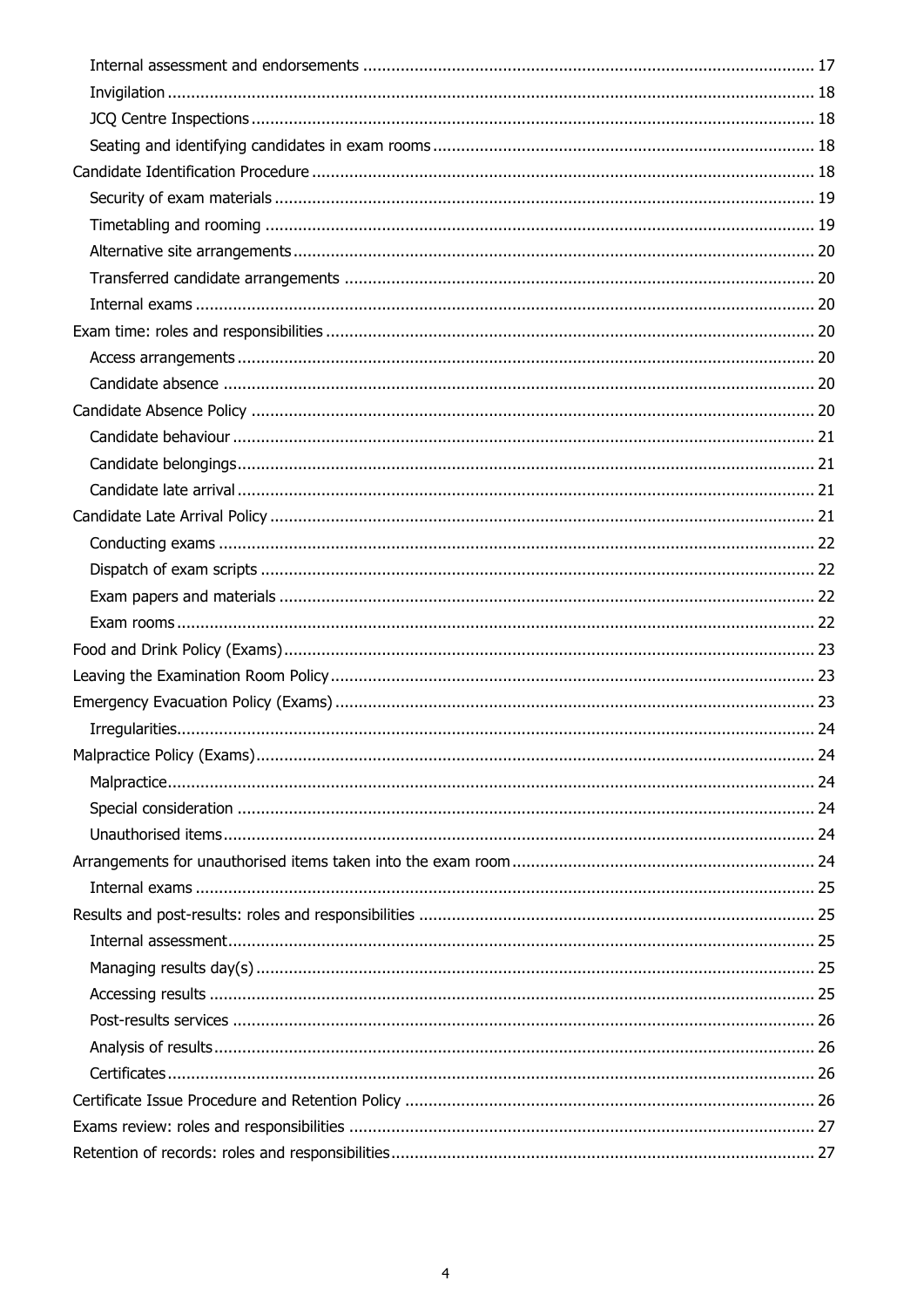Internal assessment and endorsements ........ 17
Invigilation ........ 18
JCQ Centre Inspections ........ 18
Seating and identifying candidates in exam rooms ........ 18

Candidate Identification Procedure ........ 18

Security of exam materials ........ 19
Timetabling and rooming ........ 19
Alternative site arrangements ........ 20
Transferred candidate arrangements ........ 20
Internal exams ........ 20

Exam time: roles and responsibilities ........ 20

Access arrangements ........ 20
Candidate absence ........ 20

Candidate Absence Policy ........ 20

Candidate behaviour ........ 21
Candidate belongings ........ 21
Candidate late arrival ........ 21

Candidate Late Arrival Policy ........ 21

Conducting exams ........ 22
Dispatch of exam scripts ........ 22
Exam papers and materials ........ 22
Exam rooms ........ 22

Food and Drink Policy (Exams) ........ 23

Leaving the Examination Room Policy ........ 23

Emergency Evacuation Policy (Exams) ........ 23

Irregularities ........ 24

Malpractice Policy (Exams) ........ 24

Malpractice ........ 24
Special consideration ........ 24
Unauthorised items ........ 24

Arrangements for unauthorised items taken into the exam room ........ 24

Internal exams ........ 25

Results and post-results: roles and responsibilities ........ 25

Internal assessment ........ 25
Managing results day(s) ........ 25
Accessing results ........ 25
Post-results services ........ 26
Analysis of results ........ 26
Certificates ........ 26

Certificate Issue Procedure and Retention Policy ........ 26

Exams review: roles and responsibilities ........ 27

Retention of records: roles and responsibilities ........ 27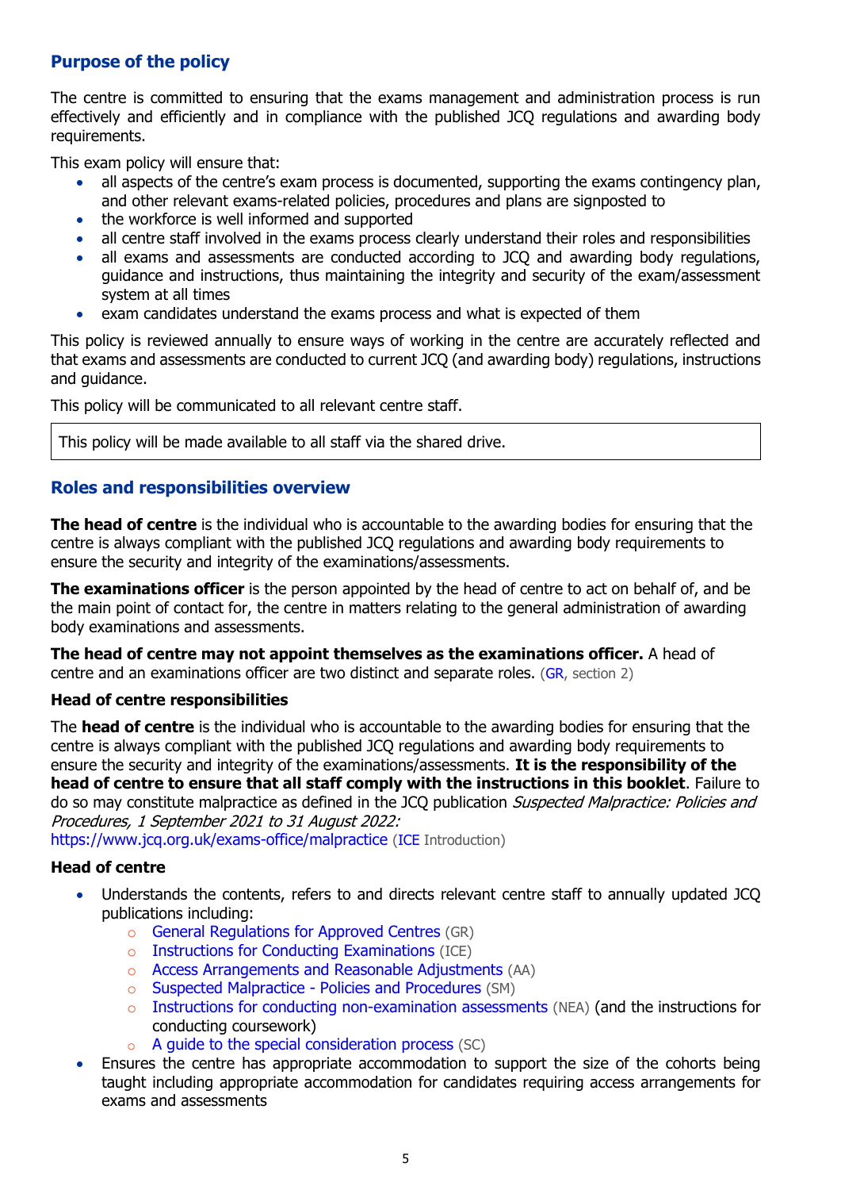## Purpose of the policy

The centre is committed to ensuring that the exams management and administration process is run effectively and efficiently and in compliance with the published JCQ regulations and awarding body requirements.

This exam policy will ensure that:

- all aspects of the centre's exam process is documented, supporting the exams contingency plan, and other relevant exams-related policies, procedures and plans are signposted to
- the workforce is well informed and supported
- all centre staff involved in the exams process clearly understand their roles and responsibilities
- all exams and assessments are conducted according to JCQ and awarding body regulations, guidance and instructions, thus maintaining the integrity and security of the exam/assessment system at all times
- exam candidates understand the exams process and what is expected of them

This policy is reviewed annually to ensure ways of working in the centre are accurately reflected and that exams and assessments are conducted to current JCQ (and awarding body) regulations, instructions and guidance.

This policy will be communicated to all relevant centre staff.

| This policy will be made available to all staff via the shared drive. |
|---|

## Roles and responsibilities overview

**The head of centre** is the individual who is accountable to the awarding bodies for ensuring that the centre is always compliant with the published JCQ regulations and awarding body requirements to ensure the security and integrity of the examinations/assessments.

**The examinations officer** is the person appointed by the head of centre to act on behalf of, and be the main point of contact for, the centre in matters relating to the general administration of awarding body examinations and assessments.

**The head of centre may not appoint themselves as the examinations officer.** A head of centre and an examinations officer are two distinct and separate roles. (GR, section 2)

### Head of centre responsibilities

The **head of centre** is the individual who is accountable to the awarding bodies for ensuring that the centre is always compliant with the published JCQ regulations and awarding body requirements to ensure the security and integrity of the examinations/assessments. **It is the responsibility of the head of centre to ensure that all staff comply with the instructions in this booklet**. Failure to do so may constitute malpractice as defined in the JCQ publication *Suspected Malpractice: Policies and Procedures, 1 September 2021 to 31 August 2022:*
https://www.jcq.org.uk/exams-office/malpractice (ICE Introduction)

### Head of centre

- Understands the contents, refers to and directs relevant centre staff to annually updated JCQ publications including:
  - General Regulations for Approved Centres (GR)
  - Instructions for Conducting Examinations (ICE)
  - Access Arrangements and Reasonable Adjustments (AA)
  - Suspected Malpractice - Policies and Procedures (SM)
  - Instructions for conducting non-examination assessments (NEA) (and the instructions for conducting coursework)
  - A guide to the special consideration process (SC)
- Ensures the centre has appropriate accommodation to support the size of the cohorts being taught including appropriate accommodation for candidates requiring access arrangements for exams and assessments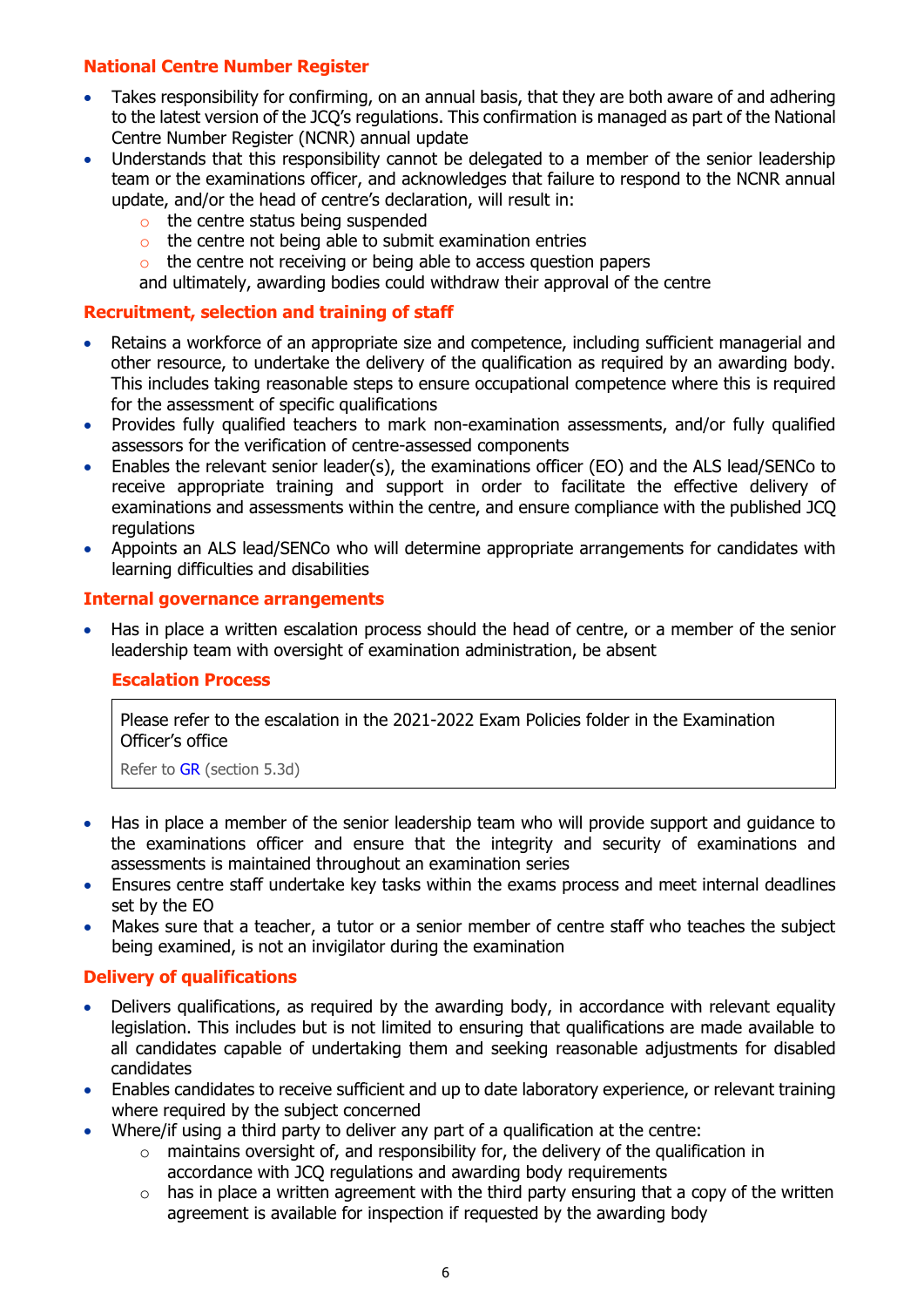### National Centre Number Register

- Takes responsibility for confirming, on an annual basis, that they are both aware of and adhering to the latest version of the JCQ's regulations. This confirmation is managed as part of the National Centre Number Register (NCNR) annual update
- Understands that this responsibility cannot be delegated to a member of the senior leadership team or the examinations officer, and acknowledges that failure to respond to the NCNR annual update, and/or the head of centre's declaration, will result in:
  - the centre status being suspended
  - the centre not being able to submit examination entries
  - the centre not receiving or being able to access question papers

  and ultimately, awarding bodies could withdraw their approval of the centre

### Recruitment, selection and training of staff

- Retains a workforce of an appropriate size and competence, including sufficient managerial and other resource, to undertake the delivery of the qualification as required by an awarding body. This includes taking reasonable steps to ensure occupational competence where this is required for the assessment of specific qualifications
- Provides fully qualified teachers to mark non-examination assessments, and/or fully qualified assessors for the verification of centre-assessed components
- Enables the relevant senior leader(s), the examinations officer (EO) and the ALS lead/SENCo to receive appropriate training and support in order to facilitate the effective delivery of examinations and assessments within the centre, and ensure compliance with the published JCQ regulations
- Appoints an ALS lead/SENCo who will determine appropriate arrangements for candidates with learning difficulties and disabilities

### Internal governance arrangements

- Has in place a written escalation process should the head of centre, or a member of the senior leadership team with oversight of examination administration, be absent

#### Escalation Process

> Please refer to the escalation in the 2021-2022 Exam Policies folder in the Examination Officer's office
>
> Refer to GR (section 5.3d)

- Has in place a member of the senior leadership team who will provide support and guidance to the examinations officer and ensure that the integrity and security of examinations and assessments is maintained throughout an examination series
- Ensures centre staff undertake key tasks within the exams process and meet internal deadlines set by the EO
- Makes sure that a teacher, a tutor or a senior member of centre staff who teaches the subject being examined, is not an invigilator during the examination

### Delivery of qualifications

- Delivers qualifications, as required by the awarding body, in accordance with relevant equality legislation. This includes but is not limited to ensuring that qualifications are made available to all candidates capable of undertaking them and seeking reasonable adjustments for disabled candidates
- Enables candidates to receive sufficient and up to date laboratory experience, or relevant training where required by the subject concerned
- Where/if using a third party to deliver any part of a qualification at the centre:
  - maintains oversight of, and responsibility for, the delivery of the qualification in accordance with JCQ regulations and awarding body requirements
  - has in place a written agreement with the third party ensuring that a copy of the written agreement is available for inspection if requested by the awarding body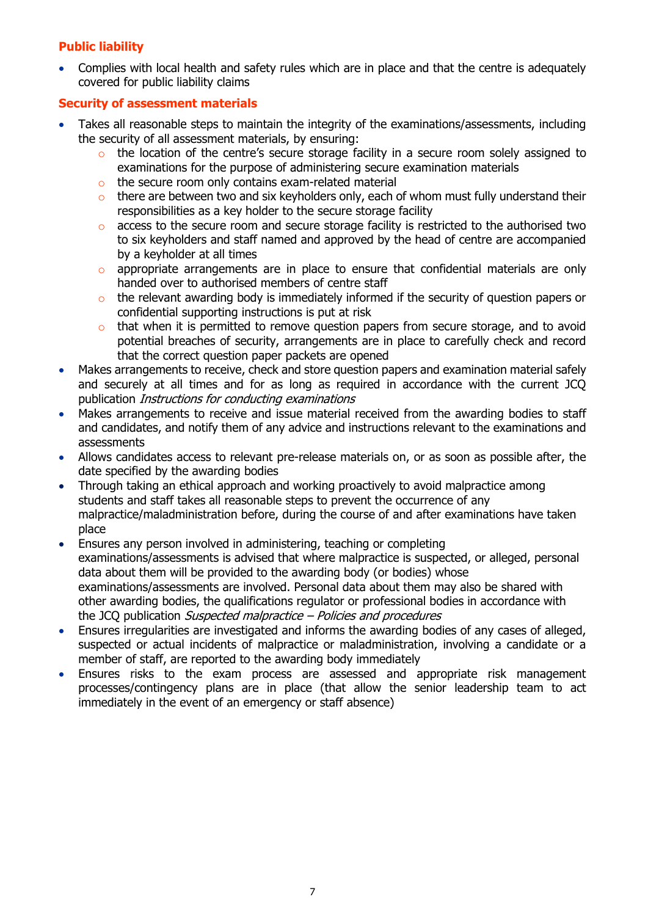### Public liability

- Complies with local health and safety rules which are in place and that the centre is adequately covered for public liability claims

### Security of assessment materials

- Takes all reasonable steps to maintain the integrity of the examinations/assessments, including the security of all assessment materials, by ensuring:
  - the location of the centre's secure storage facility in a secure room solely assigned to examinations for the purpose of administering secure examination materials
  - the secure room only contains exam-related material
  - there are between two and six keyholders only, each of whom must fully understand their responsibilities as a key holder to the secure storage facility
  - access to the secure room and secure storage facility is restricted to the authorised two to six keyholders and staff named and approved by the head of centre are accompanied by a keyholder at all times
  - appropriate arrangements are in place to ensure that confidential materials are only handed over to authorised members of centre staff
  - the relevant awarding body is immediately informed if the security of question papers or confidential supporting instructions is put at risk
  - that when it is permitted to remove question papers from secure storage, and to avoid potential breaches of security, arrangements are in place to carefully check and record that the correct question paper packets are opened
- Makes arrangements to receive, check and store question papers and examination material safely and securely at all times and for as long as required in accordance with the current JCQ publication *Instructions for conducting examinations*
- Makes arrangements to receive and issue material received from the awarding bodies to staff and candidates, and notify them of any advice and instructions relevant to the examinations and assessments
- Allows candidates access to relevant pre-release materials on, or as soon as possible after, the date specified by the awarding bodies
- Through taking an ethical approach and working proactively to avoid malpractice among students and staff takes all reasonable steps to prevent the occurrence of any malpractice/maladministration before, during the course of and after examinations have taken place
- Ensures any person involved in administering, teaching or completing examinations/assessments is advised that where malpractice is suspected, or alleged, personal data about them will be provided to the awarding body (or bodies) whose examinations/assessments are involved. Personal data about them may also be shared with other awarding bodies, the qualifications regulator or professional bodies in accordance with the JCQ publication *Suspected malpractice – Policies and procedures*
- Ensures irregularities are investigated and informs the awarding bodies of any cases of alleged, suspected or actual incidents of malpractice or maladministration, involving a candidate or a member of staff, are reported to the awarding body immediately
- Ensures risks to the exam process are assessed and appropriate risk management processes/contingency plans are in place (that allow the senior leadership team to act immediately in the event of an emergency or staff absence)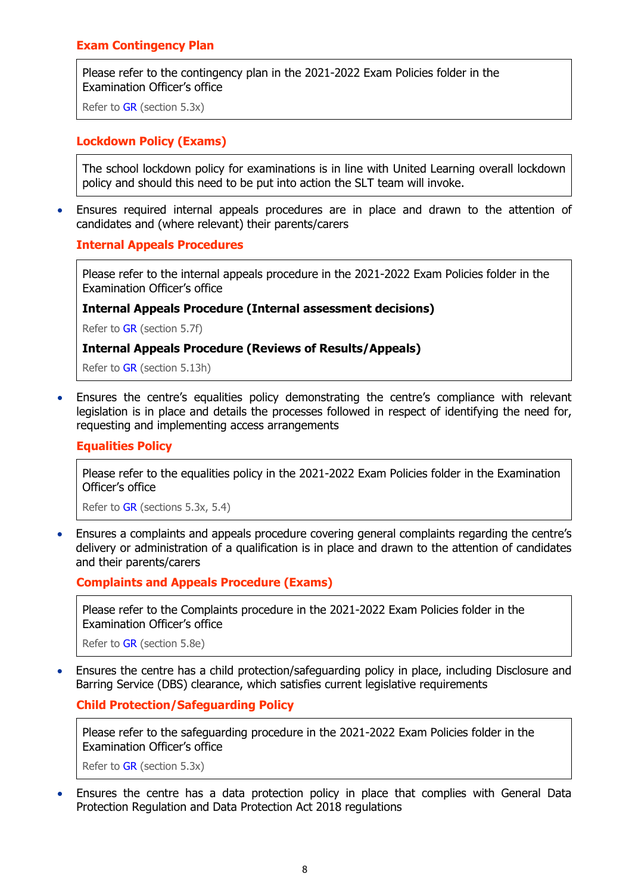### Exam Contingency Plan

> Please refer to the contingency plan in the 2021-2022 Exam Policies folder in the Examination Officer's office
>
> Refer to GR (section 5.3x)

### Lockdown Policy (Exams)

> The school lockdown policy for examinations is in line with United Learning overall lockdown policy and should this need to be put into action the SLT team will invoke.

- Ensures required internal appeals procedures are in place and drawn to the attention of candidates and (where relevant) their parents/carers

### Internal Appeals Procedures

> Please refer to the internal appeals procedure in the 2021-2022 Exam Policies folder in the Examination Officer's office
>
> **Internal Appeals Procedure (Internal assessment decisions)**
>
> Refer to GR (section 5.7f)
>
> **Internal Appeals Procedure (Reviews of Results/Appeals)**
>
> Refer to GR (section 5.13h)

- Ensures the centre's equalities policy demonstrating the centre's compliance with relevant legislation is in place and details the processes followed in respect of identifying the need for, requesting and implementing access arrangements

### Equalities Policy

> Please refer to the equalities policy in the 2021-2022 Exam Policies folder in the Examination Officer's office
>
> Refer to GR (sections 5.3x, 5.4)

- Ensures a complaints and appeals procedure covering general complaints regarding the centre's delivery or administration of a qualification is in place and drawn to the attention of candidates and their parents/carers

### Complaints and Appeals Procedure (Exams)

> Please refer to the Complaints procedure in the 2021-2022 Exam Policies folder in the Examination Officer's office
>
> Refer to GR (section 5.8e)

- Ensures the centre has a child protection/safeguarding policy in place, including Disclosure and Barring Service (DBS) clearance, which satisfies current legislative requirements

### Child Protection/Safeguarding Policy

> Please refer to the safeguarding procedure in the 2021-2022 Exam Policies folder in the Examination Officer's office
>
> Refer to GR (section 5.3x)

- Ensures the centre has a data protection policy in place that complies with General Data Protection Regulation and Data Protection Act 2018 regulations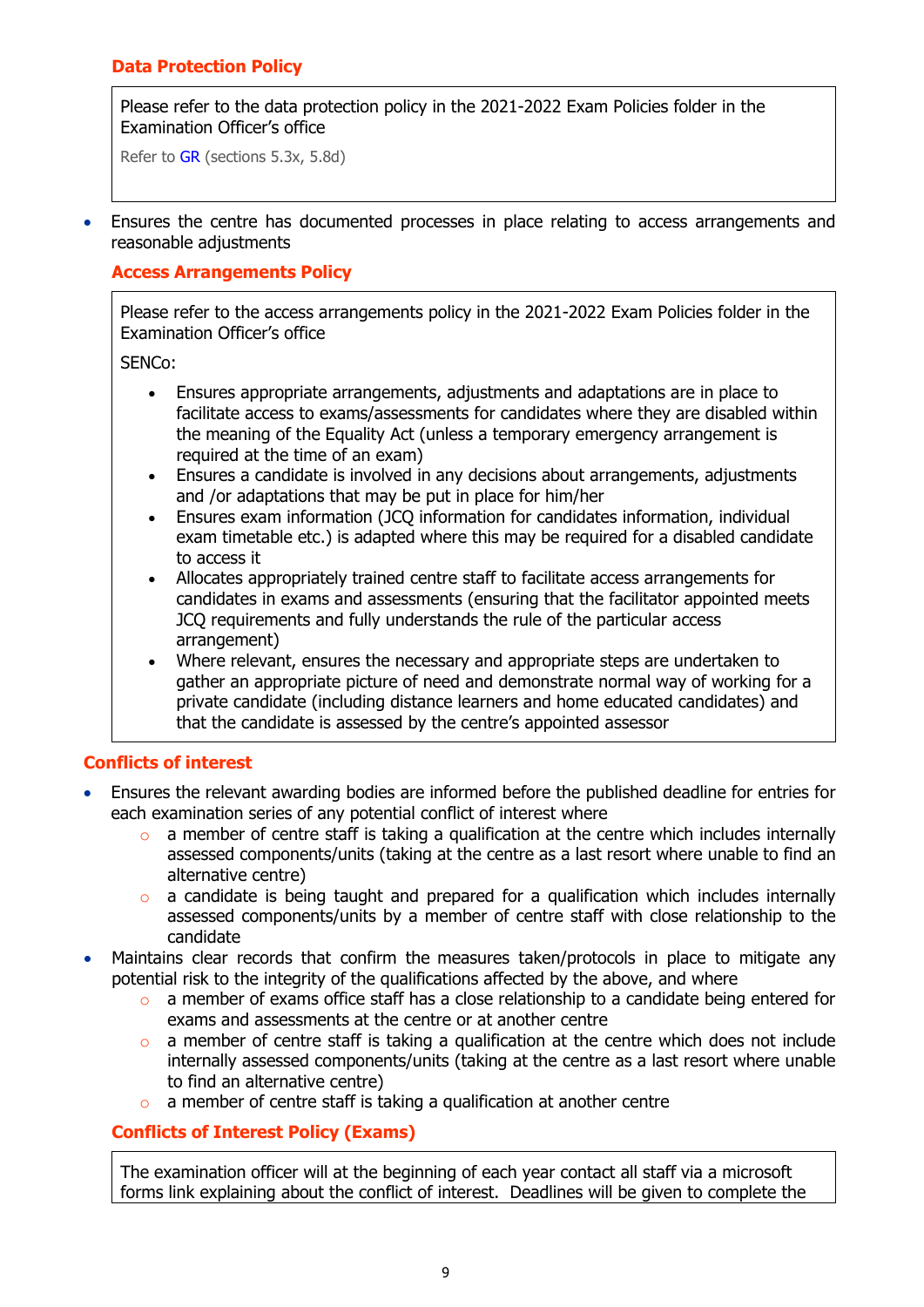### Data Protection Policy

> Please refer to the data protection policy in the 2021-2022 Exam Policies folder in the Examination Officer's office
>
> Refer to GR (sections 5.3x, 5.8d)

- Ensures the centre has documented processes in place relating to access arrangements and reasonable adjustments

### Access Arrangements Policy

> Please refer to the access arrangements policy in the 2021-2022 Exam Policies folder in the Examination Officer's office
>
> SENCo:
>
> - Ensures appropriate arrangements, adjustments and adaptations are in place to facilitate access to exams/assessments for candidates where they are disabled within the meaning of the Equality Act (unless a temporary emergency arrangement is required at the time of an exam)
> - Ensures a candidate is involved in any decisions about arrangements, adjustments and /or adaptations that may be put in place for him/her
> - Ensures exam information (JCQ information for candidates information, individual exam timetable etc.) is adapted where this may be required for a disabled candidate to access it
> - Allocates appropriately trained centre staff to facilitate access arrangements for candidates in exams and assessments (ensuring that the facilitator appointed meets JCQ requirements and fully understands the rule of the particular access arrangement)
> - Where relevant, ensures the necessary and appropriate steps are undertaken to gather an appropriate picture of need and demonstrate normal way of working for a private candidate (including distance learners and home educated candidates) and that the candidate is assessed by the centre's appointed assessor

### Conflicts of interest

- Ensures the relevant awarding bodies are informed before the published deadline for entries for each examination series of any potential conflict of interest where
  - a member of centre staff is taking a qualification at the centre which includes internally assessed components/units (taking at the centre as a last resort where unable to find an alternative centre)
  - a candidate is being taught and prepared for a qualification which includes internally assessed components/units by a member of centre staff with close relationship to the candidate
- Maintains clear records that confirm the measures taken/protocols in place to mitigate any potential risk to the integrity of the qualifications affected by the above, and where
  - a member of exams office staff has a close relationship to a candidate being entered for exams and assessments at the centre or at another centre
  - a member of centre staff is taking a qualification at the centre which does not include internally assessed components/units (taking at the centre as a last resort where unable to find an alternative centre)
  - a member of centre staff is taking a qualification at another centre

### Conflicts of Interest Policy (Exams)

> The examination officer will at the beginning of each year contact all staff via a microsoft forms link explaining about the conflict of interest. Deadlines will be given to complete the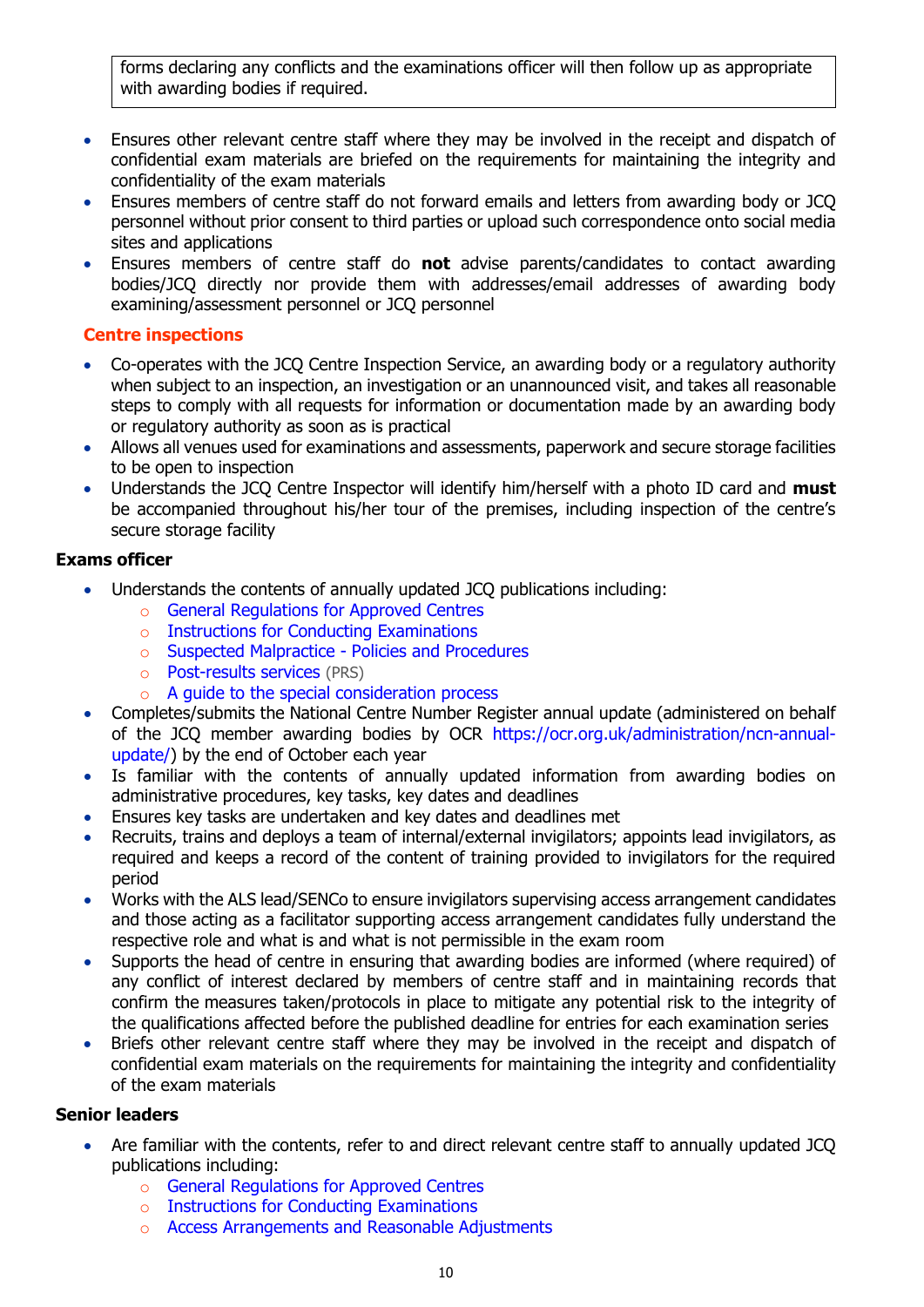forms declaring any conflicts and the examinations officer will then follow up as appropriate with awarding bodies if required.

- Ensures other relevant centre staff where they may be involved in the receipt and dispatch of confidential exam materials are briefed on the requirements for maintaining the integrity and confidentiality of the exam materials
- Ensures members of centre staff do not forward emails and letters from awarding body or JCQ personnel without prior consent to third parties or upload such correspondence onto social media sites and applications
- Ensures members of centre staff do **not** advise parents/candidates to contact awarding bodies/JCQ directly nor provide them with addresses/email addresses of awarding body examining/assessment personnel or JCQ personnel

**Centre inspections**

- Co-operates with the JCQ Centre Inspection Service, an awarding body or a regulatory authority when subject to an inspection, an investigation or an unannounced visit, and takes all reasonable steps to comply with all requests for information or documentation made by an awarding body or regulatory authority as soon as is practical
- Allows all venues used for examinations and assessments, paperwork and secure storage facilities to be open to inspection
- Understands the JCQ Centre Inspector will identify him/herself with a photo ID card and **must** be accompanied throughout his/her tour of the premises, including inspection of the centre's secure storage facility

### Exams officer

- Understands the contents of annually updated JCQ publications including:
  - General Regulations for Approved Centres
  - Instructions for Conducting Examinations
  - Suspected Malpractice - Policies and Procedures
  - Post-results services (PRS)
  - A guide to the special consideration process
- Completes/submits the National Centre Number Register annual update (administered on behalf of the JCQ member awarding bodies by OCR https://ocr.org.uk/administration/ncn-annual-update/) by the end of October each year
- Is familiar with the contents of annually updated information from awarding bodies on administrative procedures, key tasks, key dates and deadlines
- Ensures key tasks are undertaken and key dates and deadlines met
- Recruits, trains and deploys a team of internal/external invigilators; appoints lead invigilators, as required and keeps a record of the content of training provided to invigilators for the required period
- Works with the ALS lead/SENCo to ensure invigilators supervising access arrangement candidates and those acting as a facilitator supporting access arrangement candidates fully understand the respective role and what is and what is not permissible in the exam room
- Supports the head of centre in ensuring that awarding bodies are informed (where required) of any conflict of interest declared by members of centre staff and in maintaining records that confirm the measures taken/protocols in place to mitigate any potential risk to the integrity of the qualifications affected before the published deadline for entries for each examination series
- Briefs other relevant centre staff where they may be involved in the receipt and dispatch of confidential exam materials on the requirements for maintaining the integrity and confidentiality of the exam materials

### Senior leaders

- Are familiar with the contents, refer to and direct relevant centre staff to annually updated JCQ publications including:
  - General Regulations for Approved Centres
  - Instructions for Conducting Examinations
  - Access Arrangements and Reasonable Adjustments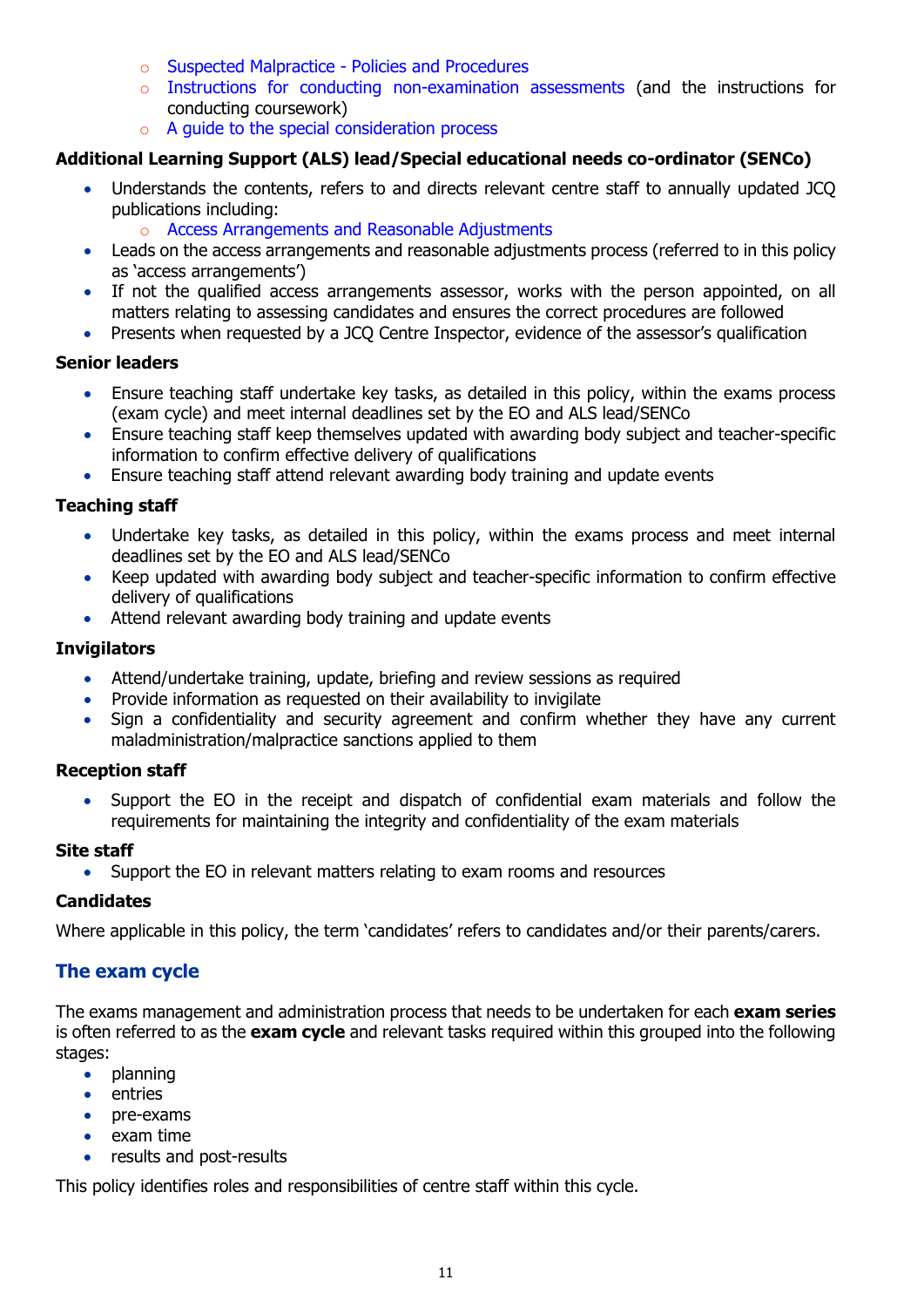- Suspected Malpractice - Policies and Procedures
   - Instructions for conducting non-examination assessments (and the instructions for conducting coursework)
   - A guide to the special consideration process

### Additional Learning Support (ALS) lead/Special educational needs co-ordinator (SENCo)

- Understands the contents, refers to and directs relevant centre staff to annually updated JCQ publications including:
   - Access Arrangements and Reasonable Adjustments
- Leads on the access arrangements and reasonable adjustments process (referred to in this policy as 'access arrangements')
- If not the qualified access arrangements assessor, works with the person appointed, on all matters relating to assessing candidates and ensures the correct procedures are followed
- Presents when requested by a JCQ Centre Inspector, evidence of the assessor's qualification

### Senior leaders

- Ensure teaching staff undertake key tasks, as detailed in this policy, within the exams process (exam cycle) and meet internal deadlines set by the EO and ALS lead/SENCo
- Ensure teaching staff keep themselves updated with awarding body subject and teacher-specific information to confirm effective delivery of qualifications
- Ensure teaching staff attend relevant awarding body training and update events

### Teaching staff

- Undertake key tasks, as detailed in this policy, within the exams process and meet internal deadlines set by the EO and ALS lead/SENCo
- Keep updated with awarding body subject and teacher-specific information to confirm effective delivery of qualifications
- Attend relevant awarding body training and update events

### Invigilators

- Attend/undertake training, update, briefing and review sessions as required
- Provide information as requested on their availability to invigilate
- Sign a confidentiality and security agreement and confirm whether they have any current maladministration/malpractice sanctions applied to them

### Reception staff

- Support the EO in the receipt and dispatch of confidential exam materials and follow the requirements for maintaining the integrity and confidentiality of the exam materials

### Site staff

- Support the EO in relevant matters relating to exam rooms and resources

### Candidates

Where applicable in this policy, the term 'candidates' refers to candidates and/or their parents/carers.

## The exam cycle

The exams management and administration process that needs to be undertaken for each **exam series** is often referred to as the **exam cycle** and relevant tasks required within this grouped into the following stages:

- planning
- entries
- pre-exams
- exam time
- results and post-results

This policy identifies roles and responsibilities of centre staff within this cycle.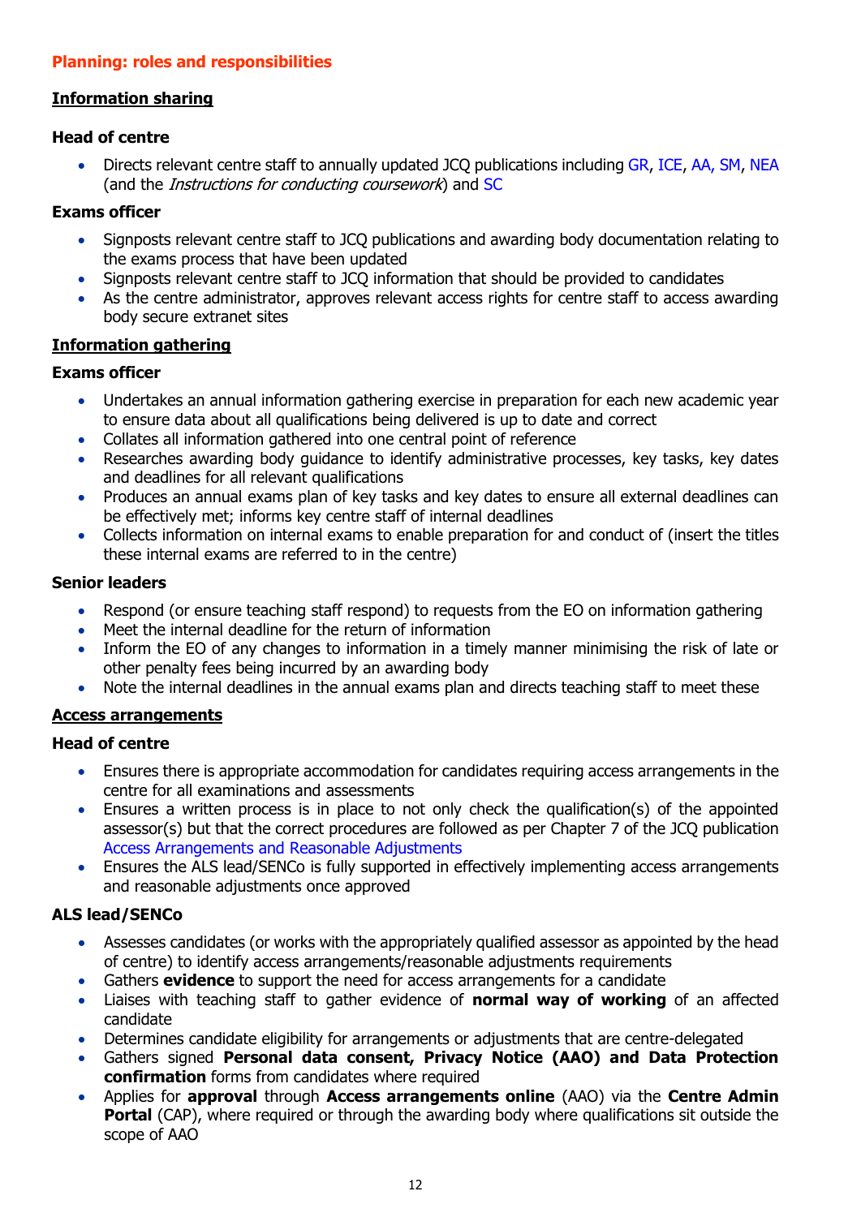## Planning: roles and responsibilities

### Information sharing

**Head of centre**

- Directs relevant centre staff to annually updated JCQ publications including GR, ICE, AA, SM, NEA (and the *Instructions for conducting coursework*) and SC

**Exams officer**

- Signposts relevant centre staff to JCQ publications and awarding body documentation relating to the exams process that have been updated
- Signposts relevant centre staff to JCQ information that should be provided to candidates
- As the centre administrator, approves relevant access rights for centre staff to access awarding body secure extranet sites

### Information gathering

**Exams officer**

- Undertakes an annual information gathering exercise in preparation for each new academic year to ensure data about all qualifications being delivered is up to date and correct
- Collates all information gathered into one central point of reference
- Researches awarding body guidance to identify administrative processes, key tasks, key dates and deadlines for all relevant qualifications
- Produces an annual exams plan of key tasks and key dates to ensure all external deadlines can be effectively met; informs key centre staff of internal deadlines
- Collects information on internal exams to enable preparation for and conduct of (insert the titles these internal exams are referred to in the centre)

**Senior leaders**

- Respond (or ensure teaching staff respond) to requests from the EO on information gathering
- Meet the internal deadline for the return of information
- Inform the EO of any changes to information in a timely manner minimising the risk of late or other penalty fees being incurred by an awarding body
- Note the internal deadlines in the annual exams plan and directs teaching staff to meet these

### Access arrangements

**Head of centre**

- Ensures there is appropriate accommodation for candidates requiring access arrangements in the centre for all examinations and assessments
- Ensures a written process is in place to not only check the qualification(s) of the appointed assessor(s) but that the correct procedures are followed as per Chapter 7 of the JCQ publication Access Arrangements and Reasonable Adjustments
- Ensures the ALS lead/SENCo is fully supported in effectively implementing access arrangements and reasonable adjustments once approved

**ALS lead/SENCo**

- Assesses candidates (or works with the appropriately qualified assessor as appointed by the head of centre) to identify access arrangements/reasonable adjustments requirements
- Gathers **evidence** to support the need for access arrangements for a candidate
- Liaises with teaching staff to gather evidence of **normal way of working** of an affected candidate
- Determines candidate eligibility for arrangements or adjustments that are centre-delegated
- Gathers signed **Personal data consent, Privacy Notice (AAO) and Data Protection confirmation** forms from candidates where required
- Applies for **approval** through **Access arrangements online** (AAO) via the **Centre Admin Portal** (CAP), where required or through the awarding body where qualifications sit outside the scope of AAO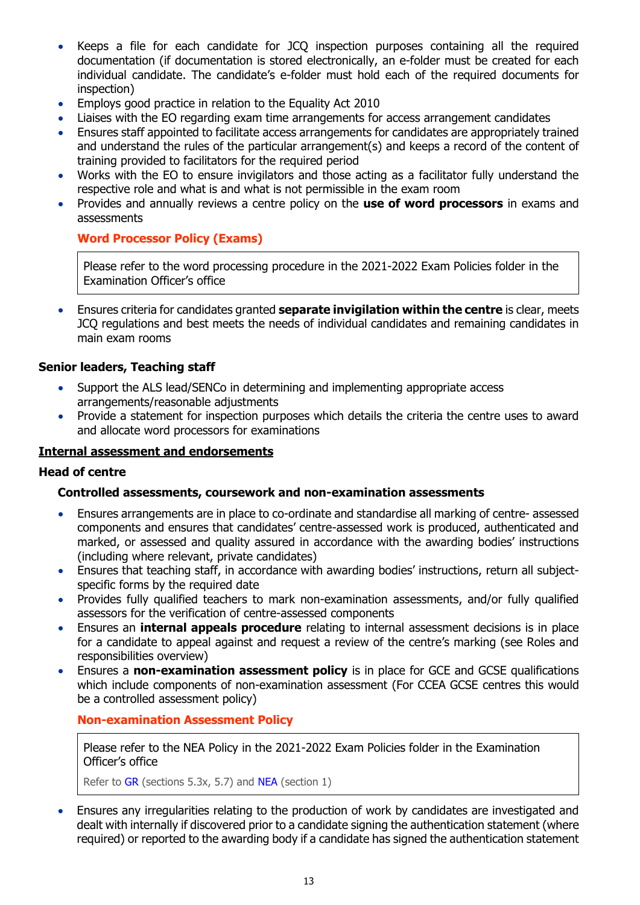- Keeps a file for each candidate for JCQ inspection purposes containing all the required documentation (if documentation is stored electronically, an e-folder must be created for each individual candidate. The candidate's e-folder must hold each of the required documents for inspection)
- Employs good practice in relation to the Equality Act 2010
- Liaises with the EO regarding exam time arrangements for access arrangement candidates
- Ensures staff appointed to facilitate access arrangements for candidates are appropriately trained and understand the rules of the particular arrangement(s) and keeps a record of the content of training provided to facilitators for the required period
- Works with the EO to ensure invigilators and those acting as a facilitator fully understand the respective role and what is and what is not permissible in the exam room
- Provides and annually reviews a centre policy on the **use of word processors** in exams and assessments

**Word Processor Policy (Exams)**

| Please refer to the word processing procedure in the 2021-2022 Exam Policies folder in the Examination Officer's office |
|---|

- Ensures criteria for candidates granted **separate invigilation within the centre** is clear, meets JCQ regulations and best meets the needs of individual candidates and remaining candidates in main exam rooms

### Senior leaders, Teaching staff

- Support the ALS lead/SENCo in determining and implementing appropriate access arrangements/reasonable adjustments
- Provide a statement for inspection purposes which details the criteria the centre uses to award and allocate word processors for examinations

## Internal assessment and endorsements

### Head of centre

#### Controlled assessments, coursework and non-examination assessments

- Ensures arrangements are in place to co-ordinate and standardise all marking of centre- assessed components and ensures that candidates' centre-assessed work is produced, authenticated and marked, or assessed and quality assured in accordance with the awarding bodies' instructions (including where relevant, private candidates)
- Ensures that teaching staff, in accordance with awarding bodies' instructions, return all subject-specific forms by the required date
- Provides fully qualified teachers to mark non-examination assessments, and/or fully qualified assessors for the verification of centre-assessed components
- Ensures an **internal appeals procedure** relating to internal assessment decisions is in place for a candidate to appeal against and request a review of the centre's marking (see Roles and responsibilities overview)
- Ensures a **non-examination assessment policy** is in place for GCE and GCSE qualifications which include components of non-examination assessment (For CCEA GCSE centres this would be a controlled assessment policy)

**Non-examination Assessment Policy**

| Please refer to the NEA Policy in the 2021-2022 Exam Policies folder in the Examination Officer's office<br>Refer to GR (sections 5.3x, 5.7) and NEA (section 1) |
|---|

- Ensures any irregularities relating to the production of work by candidates are investigated and dealt with internally if discovered prior to a candidate signing the authentication statement (where required) or reported to the awarding body if a candidate has signed the authentication statement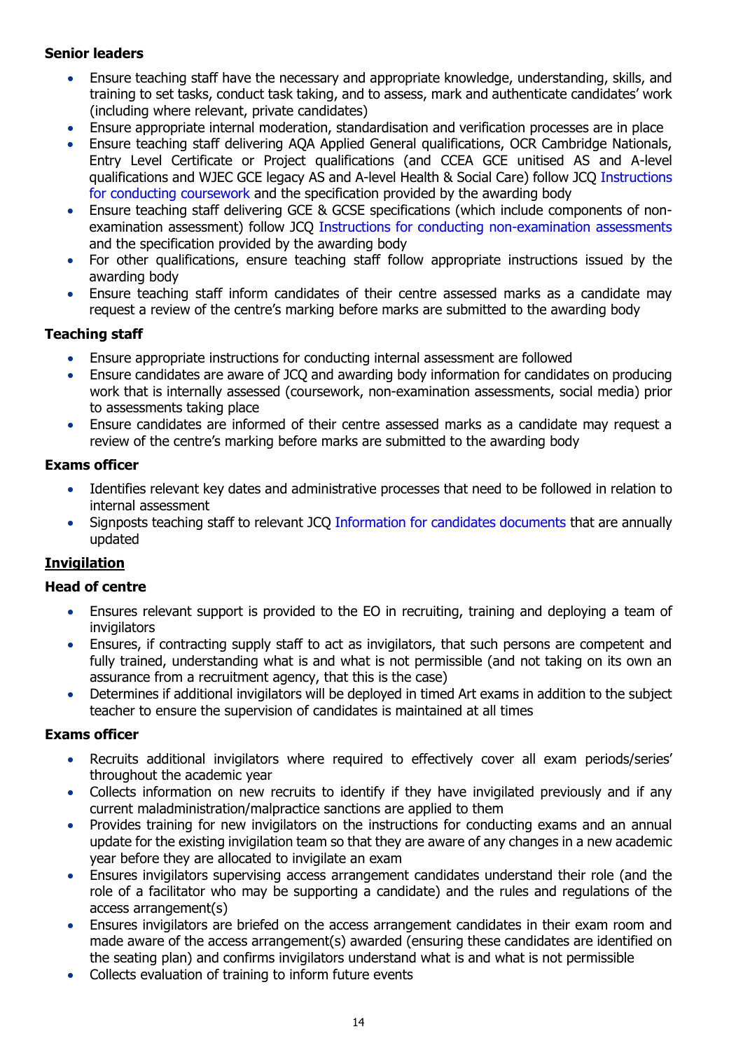**Senior leaders**

- Ensure teaching staff have the necessary and appropriate knowledge, understanding, skills, and training to set tasks, conduct task taking, and to assess, mark and authenticate candidates' work (including where relevant, private candidates)
- Ensure appropriate internal moderation, standardisation and verification processes are in place
- Ensure teaching staff delivering AQA Applied General qualifications, OCR Cambridge Nationals, Entry Level Certificate or Project qualifications (and CCEA GCE unitised AS and A-level qualifications and WJEC GCE legacy AS and A-level Health & Social Care) follow JCQ Instructions for conducting coursework and the specification provided by the awarding body
- Ensure teaching staff delivering GCE & GCSE specifications (which include components of non-examination assessment) follow JCQ Instructions for conducting non-examination assessments and the specification provided by the awarding body
- For other qualifications, ensure teaching staff follow appropriate instructions issued by the awarding body
- Ensure teaching staff inform candidates of their centre assessed marks as a candidate may request a review of the centre's marking before marks are submitted to the awarding body

**Teaching staff**

- Ensure appropriate instructions for conducting internal assessment are followed
- Ensure candidates are aware of JCQ and awarding body information for candidates on producing work that is internally assessed (coursework, non-examination assessments, social media) prior to assessments taking place
- Ensure candidates are informed of their centre assessed marks as a candidate may request a review of the centre's marking before marks are submitted to the awarding body

**Exams officer**

- Identifies relevant key dates and administrative processes that need to be followed in relation to internal assessment
- Signposts teaching staff to relevant JCQ Information for candidates documents that are annually updated

## Invigilation

**Head of centre**

- Ensures relevant support is provided to the EO in recruiting, training and deploying a team of invigilators
- Ensures, if contracting supply staff to act as invigilators, that such persons are competent and fully trained, understanding what is and what is not permissible (and not taking on its own an assurance from a recruitment agency, that this is the case)
- Determines if additional invigilators will be deployed in timed Art exams in addition to the subject teacher to ensure the supervision of candidates is maintained at all times

**Exams officer**

- Recruits additional invigilators where required to effectively cover all exam periods/series' throughout the academic year
- Collects information on new recruits to identify if they have invigilated previously and if any current maladministration/malpractice sanctions are applied to them
- Provides training for new invigilators on the instructions for conducting exams and an annual update for the existing invigilation team so that they are aware of any changes in a new academic year before they are allocated to invigilate an exam
- Ensures invigilators supervising access arrangement candidates understand their role (and the role of a facilitator who may be supporting a candidate) and the rules and regulations of the access arrangement(s)
- Ensures invigilators are briefed on the access arrangement candidates in their exam room and made aware of the access arrangement(s) awarded (ensuring these candidates are identified on the seating plan) and confirms invigilators understand what is and what is not permissible
- Collects evaluation of training to inform future events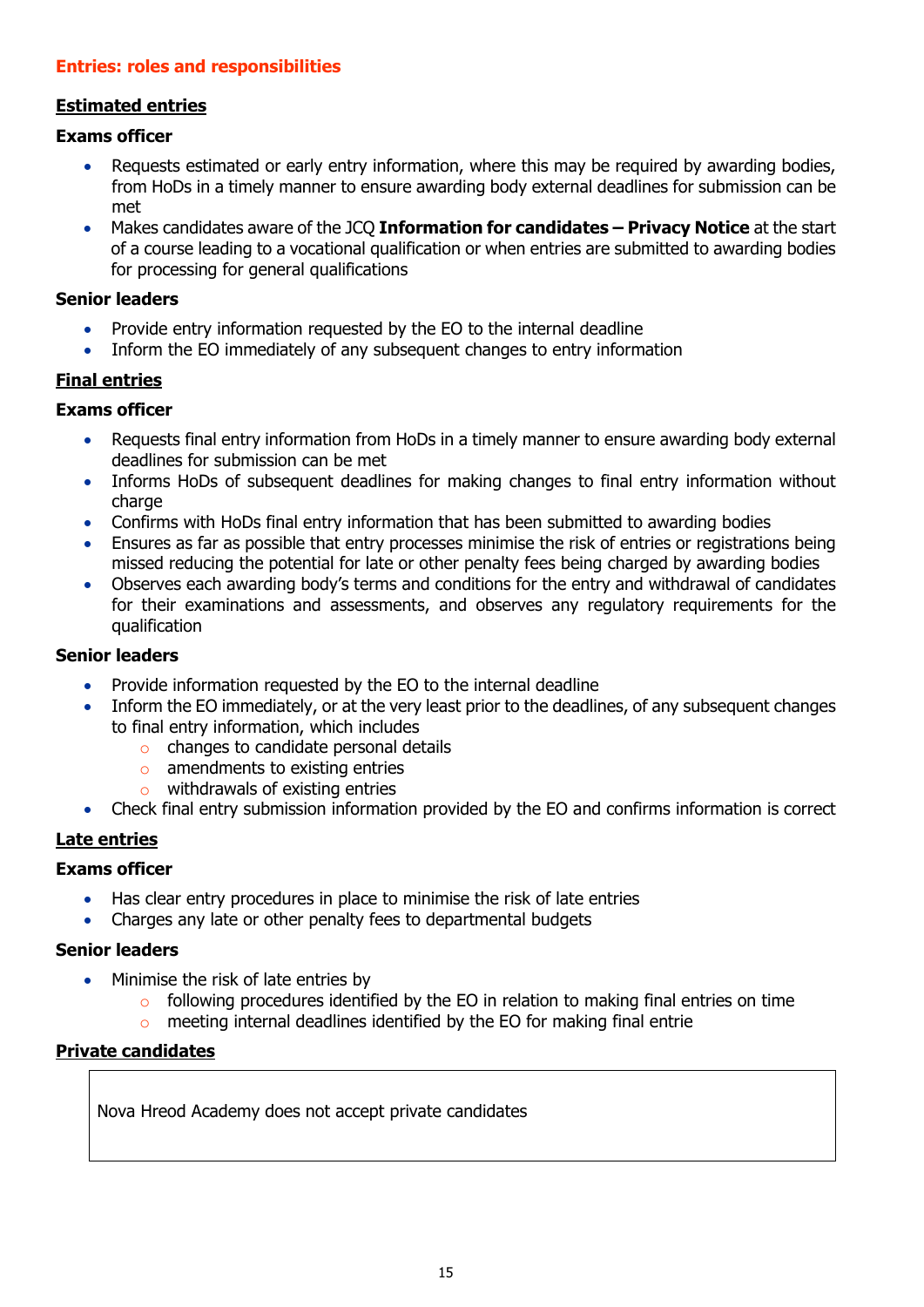## Entries: roles and responsibilities

### Estimated entries

**Exams officer**

- Requests estimated or early entry information, where this may be required by awarding bodies, from HoDs in a timely manner to ensure awarding body external deadlines for submission can be met
- Makes candidates aware of the JCQ **Information for candidates – Privacy Notice** at the start of a course leading to a vocational qualification or when entries are submitted to awarding bodies for processing for general qualifications

**Senior leaders**

- Provide entry information requested by the EO to the internal deadline
- Inform the EO immediately of any subsequent changes to entry information

### Final entries

**Exams officer**

- Requests final entry information from HoDs in a timely manner to ensure awarding body external deadlines for submission can be met
- Informs HoDs of subsequent deadlines for making changes to final entry information without charge
- Confirms with HoDs final entry information that has been submitted to awarding bodies
- Ensures as far as possible that entry processes minimise the risk of entries or registrations being missed reducing the potential for late or other penalty fees being charged by awarding bodies
- Observes each awarding body's terms and conditions for the entry and withdrawal of candidates for their examinations and assessments, and observes any regulatory requirements for the qualification

**Senior leaders**

- Provide information requested by the EO to the internal deadline
- Inform the EO immediately, or at the very least prior to the deadlines, of any subsequent changes to final entry information, which includes
  - changes to candidate personal details
  - amendments to existing entries
  - withdrawals of existing entries
- Check final entry submission information provided by the EO and confirms information is correct

### Late entries

**Exams officer**

- Has clear entry procedures in place to minimise the risk of late entries
- Charges any late or other penalty fees to departmental budgets

**Senior leaders**

- Minimise the risk of late entries by
  - following procedures identified by the EO in relation to making final entries on time
  - meeting internal deadlines identified by the EO for making final entrie

### Private candidates

Nova Hreod Academy does not accept private candidates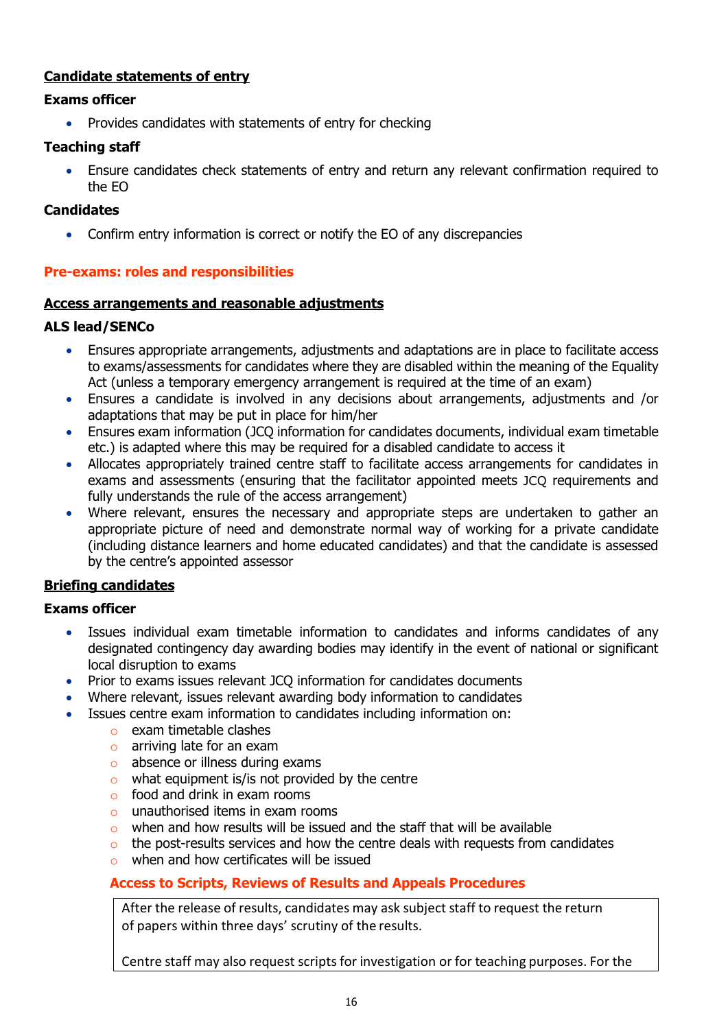**<u>Candidate statements of entry</u>**

**Exams officer**

- Provides candidates with statements of entry for checking

**Teaching staff**

- Ensure candidates check statements of entry and return any relevant confirmation required to the EO

**Candidates**

- Confirm entry information is correct or notify the EO of any discrepancies

## Pre-exams: roles and responsibilities

**<u>Access arrangements and reasonable adjustments</u>**

**ALS lead/SENCo**

- Ensures appropriate arrangements, adjustments and adaptations are in place to facilitate access to exams/assessments for candidates where they are disabled within the meaning of the Equality Act (unless a temporary emergency arrangement is required at the time of an exam)
- Ensures a candidate is involved in any decisions about arrangements, adjustments and /or adaptations that may be put in place for him/her
- Ensures exam information (JCQ information for candidates documents, individual exam timetable etc.) is adapted where this may be required for a disabled candidate to access it
- Allocates appropriately trained centre staff to facilitate access arrangements for candidates in exams and assessments (ensuring that the facilitator appointed meets JCQ requirements and fully understands the rule of the access arrangement)
- Where relevant, ensures the necessary and appropriate steps are undertaken to gather an appropriate picture of need and demonstrate normal way of working for a private candidate (including distance learners and home educated candidates) and that the candidate is assessed by the centre's appointed assessor

**<u>Briefing candidates</u>**

**Exams officer**

- Issues individual exam timetable information to candidates and informs candidates of any designated contingency day awarding bodies may identify in the event of national or significant local disruption to exams
- Prior to exams issues relevant JCQ information for candidates documents
- Where relevant, issues relevant awarding body information to candidates
- Issues centre exam information to candidates including information on:
  - exam timetable clashes
  - arriving late for an exam
  - absence or illness during exams
  - what equipment is/is not provided by the centre
  - food and drink in exam rooms
  - unauthorised items in exam rooms
  - when and how results will be issued and the staff that will be available
  - the post-results services and how the centre deals with requests from candidates
  - when and how certificates will be issued

### Access to Scripts, Reviews of Results and Appeals Procedures

| After the release of results, candidates may ask subject staff to request the return of papers within three days' scrutiny of the results.<br><br>Centre staff may also request scripts for investigation or for teaching purposes. For the |
|---|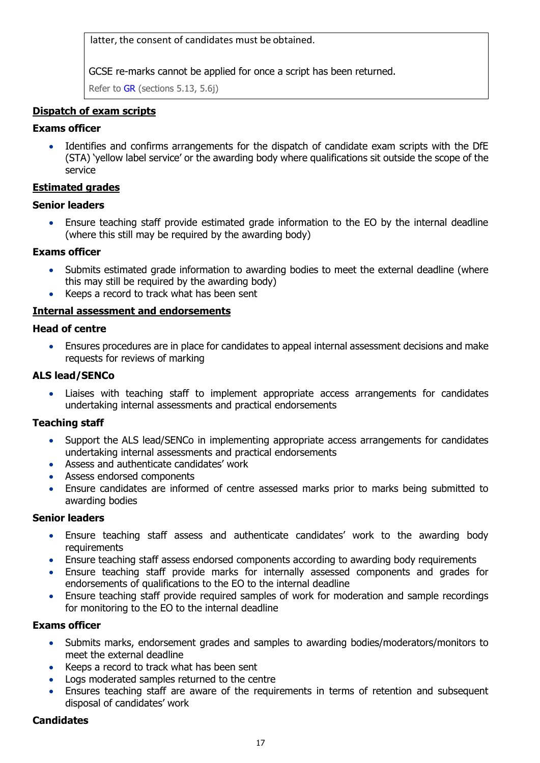latter, the consent of candidates must be obtained.

GCSE re-marks cannot be applied for once a script has been returned.

Refer to GR (sections 5.13, 5.6j)

**Dispatch of exam scripts**

**Exams officer**

- Identifies and confirms arrangements for the dispatch of candidate exam scripts with the DfE (STA) 'yellow label service' or the awarding body where qualifications sit outside the scope of the service

**Estimated grades**

**Senior leaders**

- Ensure teaching staff provide estimated grade information to the EO by the internal deadline (where this still may be required by the awarding body)

**Exams officer**

- Submits estimated grade information to awarding bodies to meet the external deadline (where this may still be required by the awarding body)
- Keeps a record to track what has been sent

**Internal assessment and endorsements**

**Head of centre**

- Ensures procedures are in place for candidates to appeal internal assessment decisions and make requests for reviews of marking

**ALS lead/SENCo**

- Liaises with teaching staff to implement appropriate access arrangements for candidates undertaking internal assessments and practical endorsements

**Teaching staff**

- Support the ALS lead/SENCo in implementing appropriate access arrangements for candidates undertaking internal assessments and practical endorsements
- Assess and authenticate candidates' work
- Assess endorsed components
- Ensure candidates are informed of centre assessed marks prior to marks being submitted to awarding bodies

**Senior leaders**

- Ensure teaching staff assess and authenticate candidates' work to the awarding body requirements
- Ensure teaching staff assess endorsed components according to awarding body requirements
- Ensure teaching staff provide marks for internally assessed components and grades for endorsements of qualifications to the EO to the internal deadline
- Ensure teaching staff provide required samples of work for moderation and sample recordings for monitoring to the EO to the internal deadline

**Exams officer**

- Submits marks, endorsement grades and samples to awarding bodies/moderators/monitors to meet the external deadline
- Keeps a record to track what has been sent
- Logs moderated samples returned to the centre
- Ensures teaching staff are aware of the requirements in terms of retention and subsequent disposal of candidates' work

**Candidates**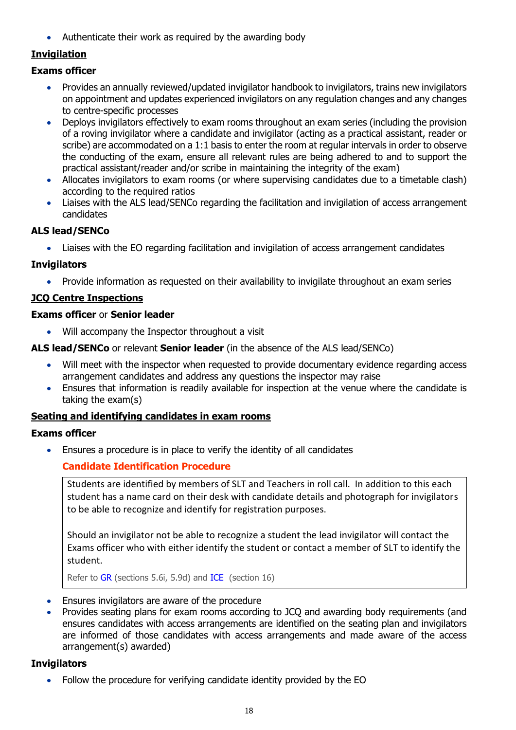- Authenticate their work as required by the awarding body

## Invigilation

**Exams officer**

- Provides an annually reviewed/updated invigilator handbook to invigilators, trains new invigilators on appointment and updates experienced invigilators on any regulation changes and any changes to centre-specific processes
- Deploys invigilators effectively to exam rooms throughout an exam series (including the provision of a roving invigilator where a candidate and invigilator (acting as a practical assistant, reader or scribe) are accommodated on a 1:1 basis to enter the room at regular intervals in order to observe the conducting of the exam, ensure all relevant rules are being adhered to and to support the practical assistant/reader and/or scribe in maintaining the integrity of the exam)
- Allocates invigilators to exam rooms (or where supervising candidates due to a timetable clash) according to the required ratios
- Liaises with the ALS lead/SENCo regarding the facilitation and invigilation of access arrangement candidates

**ALS lead/SENCo**

- Liaises with the EO regarding facilitation and invigilation of access arrangement candidates

**Invigilators**

- Provide information as requested on their availability to invigilate throughout an exam series

## JCQ Centre Inspections

**Exams officer** or **Senior leader**

- Will accompany the Inspector throughout a visit

**ALS lead/SENCo** or relevant **Senior leader** (in the absence of the ALS lead/SENCo)

- Will meet with the inspector when requested to provide documentary evidence regarding access arrangement candidates and address any questions the inspector may raise
- Ensures that information is readily available for inspection at the venue where the candidate is taking the exam(s)

## Seating and identifying candidates in exam rooms

**Exams officer**

- Ensures a procedure is in place to verify the identity of all candidates

**Candidate Identification Procedure**

> Students are identified by members of SLT and Teachers in roll call. In addition to this each student has a name card on their desk with candidate details and photograph for invigilators to be able to recognize and identify for registration purposes.
>
> Should an invigilator not be able to recognize a student the lead invigilator will contact the Exams officer who with either identify the student or contact a member of SLT to identify the student.
>
> Refer to GR (sections 5.6i, 5.9d) and ICE (section 16)

- Ensures invigilators are aware of the procedure
- Provides seating plans for exam rooms according to JCQ and awarding body requirements (and ensures candidates with access arrangements are identified on the seating plan and invigilators are informed of those candidates with access arrangements and made aware of the access arrangement(s) awarded)

**Invigilators**

- Follow the procedure for verifying candidate identity provided by the EO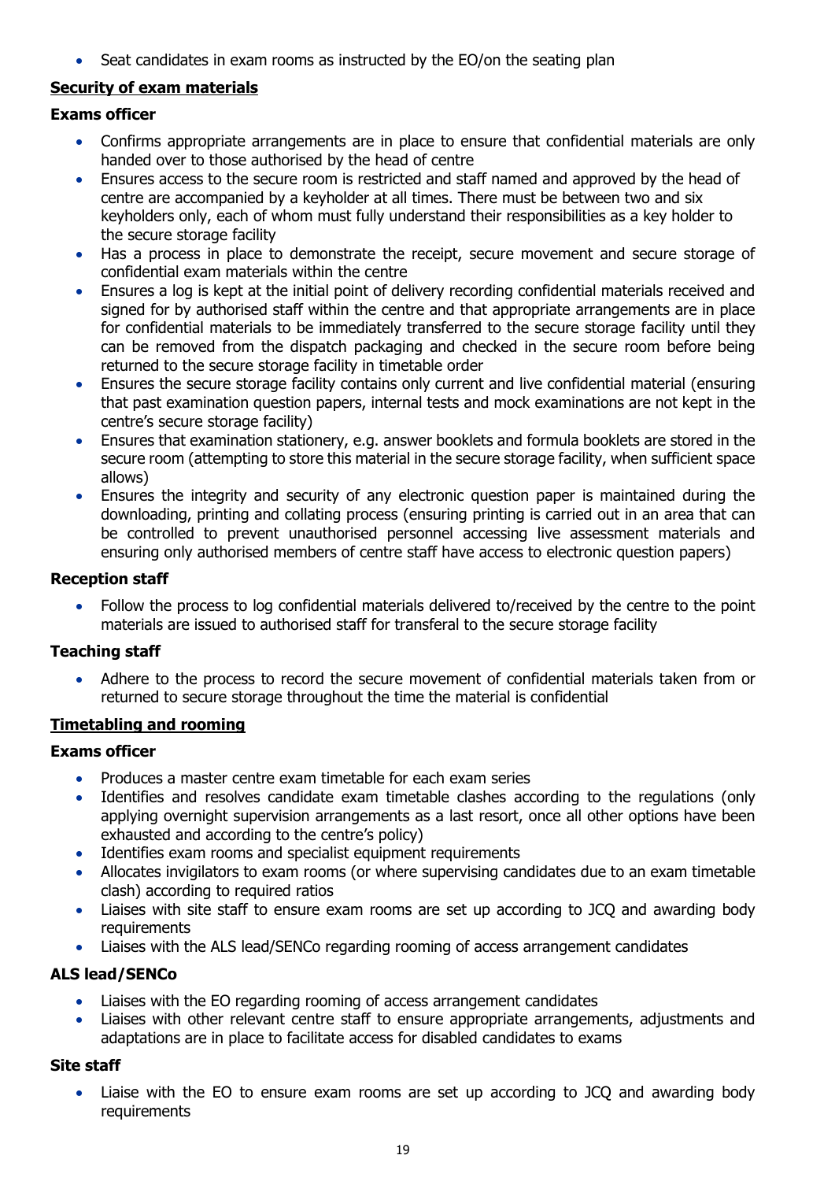- Seat candidates in exam rooms as instructed by the EO/on the seating plan

**Security of exam materials**

**Exams officer**

- Confirms appropriate arrangements are in place to ensure that confidential materials are only handed over to those authorised by the head of centre
- Ensures access to the secure room is restricted and staff named and approved by the head of centre are accompanied by a keyholder at all times. There must be between two and six keyholders only, each of whom must fully understand their responsibilities as a key holder to the secure storage facility
- Has a process in place to demonstrate the receipt, secure movement and secure storage of confidential exam materials within the centre
- Ensures a log is kept at the initial point of delivery recording confidential materials received and signed for by authorised staff within the centre and that appropriate arrangements are in place for confidential materials to be immediately transferred to the secure storage facility until they can be removed from the dispatch packaging and checked in the secure room before being returned to the secure storage facility in timetable order
- Ensures the secure storage facility contains only current and live confidential material (ensuring that past examination question papers, internal tests and mock examinations are not kept in the centre's secure storage facility)
- Ensures that examination stationery, e.g. answer booklets and formula booklets are stored in the secure room (attempting to store this material in the secure storage facility, when sufficient space allows)
- Ensures the integrity and security of any electronic question paper is maintained during the downloading, printing and collating process (ensuring printing is carried out in an area that can be controlled to prevent unauthorised personnel accessing live assessment materials and ensuring only authorised members of centre staff have access to electronic question papers)

**Reception staff**

- Follow the process to log confidential materials delivered to/received by the centre to the point materials are issued to authorised staff for transferal to the secure storage facility

**Teaching staff**

- Adhere to the process to record the secure movement of confidential materials taken from or returned to secure storage throughout the time the material is confidential

**Timetabling and rooming**

**Exams officer**

- Produces a master centre exam timetable for each exam series
- Identifies and resolves candidate exam timetable clashes according to the regulations (only applying overnight supervision arrangements as a last resort, once all other options have been exhausted and according to the centre's policy)
- Identifies exam rooms and specialist equipment requirements
- Allocates invigilators to exam rooms (or where supervising candidates due to an exam timetable clash) according to required ratios
- Liaises with site staff to ensure exam rooms are set up according to JCQ and awarding body requirements
- Liaises with the ALS lead/SENCo regarding rooming of access arrangement candidates

**ALS lead/SENCo**

- Liaises with the EO regarding rooming of access arrangement candidates
- Liaises with other relevant centre staff to ensure appropriate arrangements, adjustments and adaptations are in place to facilitate access for disabled candidates to exams

**Site staff**

- Liaise with the EO to ensure exam rooms are set up according to JCQ and awarding body requirements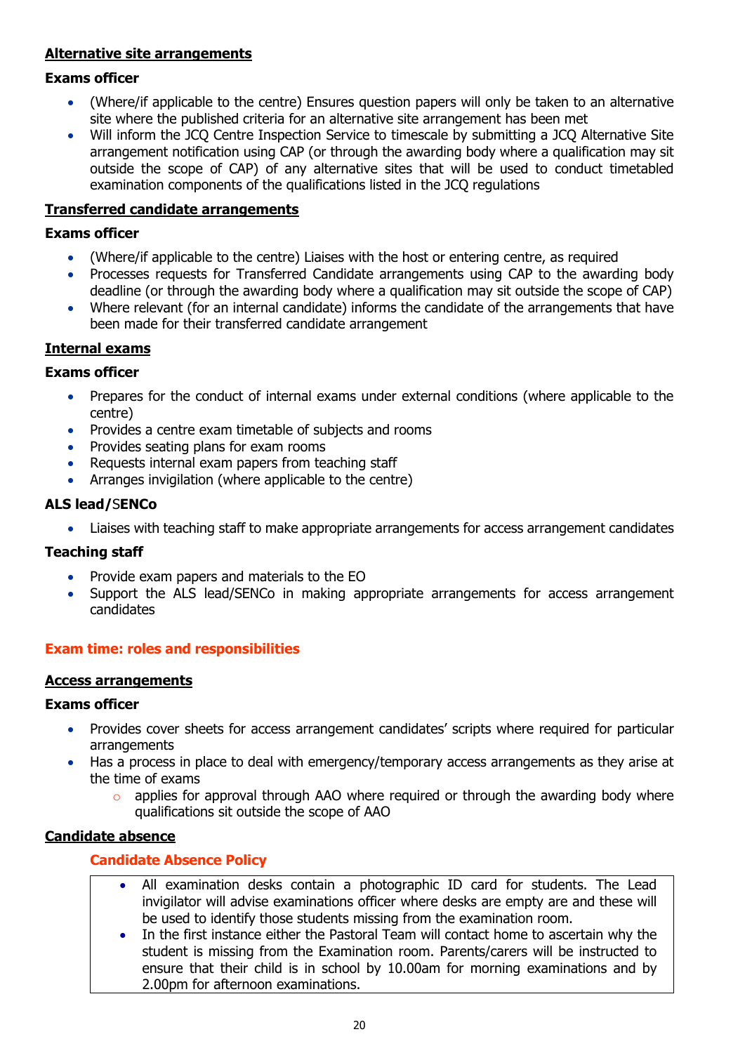**Alternative site arrangements**

**Exams officer**

- (Where/if applicable to the centre) Ensures question papers will only be taken to an alternative site where the published criteria for an alternative site arrangement has been met
- Will inform the JCQ Centre Inspection Service to timescale by submitting a JCQ Alternative Site arrangement notification using CAP (or through the awarding body where a qualification may sit outside the scope of CAP) of any alternative sites that will be used to conduct timetabled examination components of the qualifications listed in the JCQ regulations

**Transferred candidate arrangements**

**Exams officer**

- (Where/if applicable to the centre) Liaises with the host or entering centre, as required
- Processes requests for Transferred Candidate arrangements using CAP to the awarding body deadline (or through the awarding body where a qualification may sit outside the scope of CAP)
- Where relevant (for an internal candidate) informs the candidate of the arrangements that have been made for their transferred candidate arrangement

**Internal exams**

**Exams officer**

- Prepares for the conduct of internal exams under external conditions (where applicable to the centre)
- Provides a centre exam timetable of subjects and rooms
- Provides seating plans for exam rooms
- Requests internal exam papers from teaching staff
- Arranges invigilation (where applicable to the centre)

**ALS lead/SENCo**

- Liaises with teaching staff to make appropriate arrangements for access arrangement candidates

**Teaching staff**

- Provide exam papers and materials to the EO
- Support the ALS lead/SENCo in making appropriate arrangements for access arrangement candidates

## Exam time: roles and responsibilities

**Access arrangements**

**Exams officer**

- Provides cover sheets for access arrangement candidates' scripts where required for particular arrangements
- Has a process in place to deal with emergency/temporary access arrangements as they arise at the time of exams
  - applies for approval through AAO where required or through the awarding body where qualifications sit outside the scope of AAO

**Candidate absence**

### Candidate Absence Policy

- All examination desks contain a photographic ID card for students. The Lead invigilator will advise examinations officer where desks are empty are and these will be used to identify those students missing from the examination room.
- In the first instance either the Pastoral Team will contact home to ascertain why the student is missing from the Examination room. Parents/carers will be instructed to ensure that their child is in school by 10.00am for morning examinations and by 2.00pm for afternoon examinations.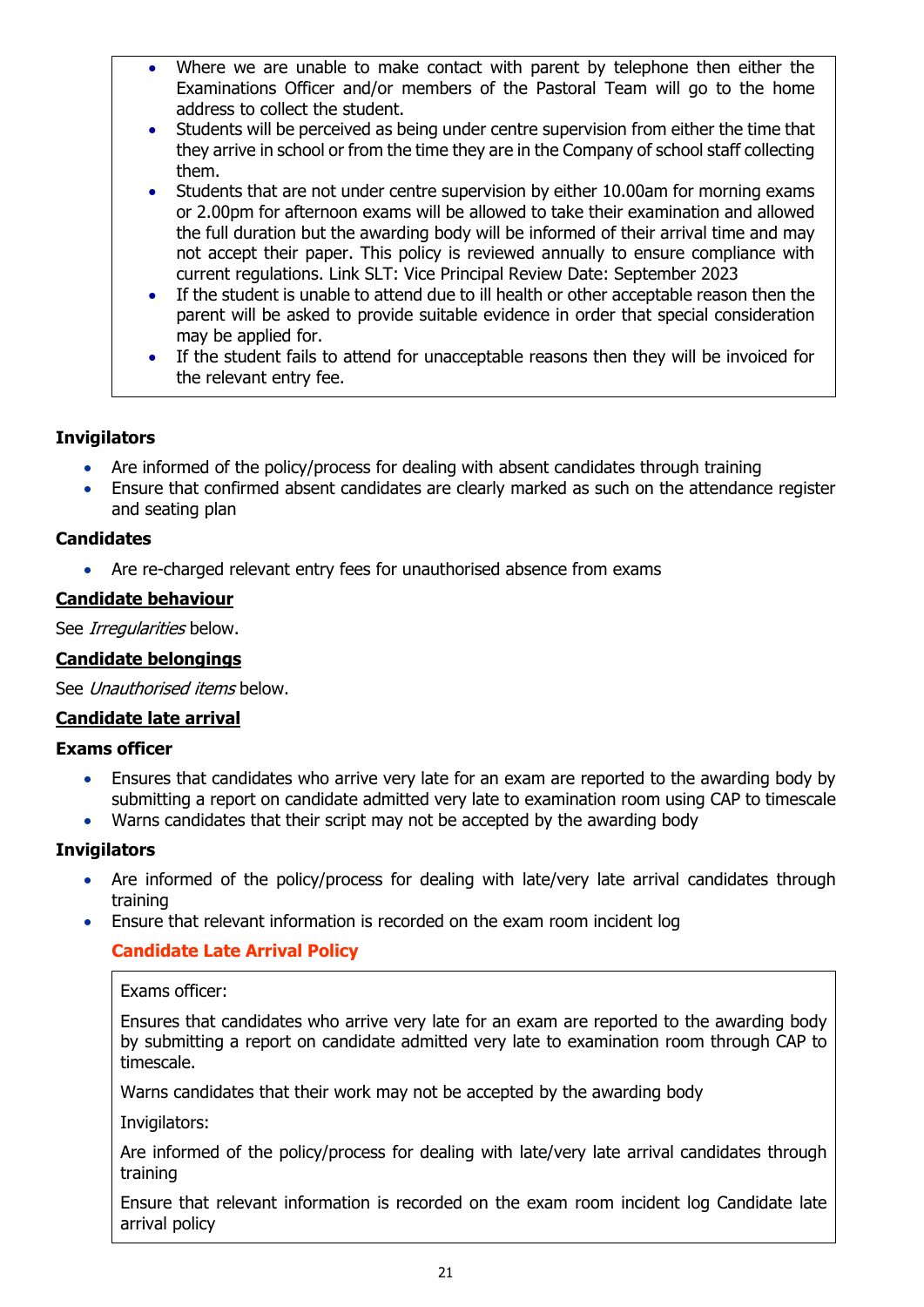- Where we are unable to make contact with parent by telephone then either the Examinations Officer and/or members of the Pastoral Team will go to the home address to collect the student.
- Students will be perceived as being under centre supervision from either the time that they arrive in school or from the time they are in the Company of school staff collecting them.
- Students that are not under centre supervision by either 10.00am for morning exams or 2.00pm for afternoon exams will be allowed to take their examination and allowed the full duration but the awarding body will be informed of their arrival time and may not accept their paper. This policy is reviewed annually to ensure compliance with current regulations. Link SLT: Vice Principal Review Date: September 2023
- If the student is unable to attend due to ill health or other acceptable reason then the parent will be asked to provide suitable evidence in order that special consideration may be applied for.
- If the student fails to attend for unacceptable reasons then they will be invoiced for the relevant entry fee.

**Invigilators**

- Are informed of the policy/process for dealing with absent candidates through training
- Ensure that confirmed absent candidates are clearly marked as such on the attendance register and seating plan

**Candidates**

- Are re-charged relevant entry fees for unauthorised absence from exams

## Candidate behaviour

See *Irregularities* below.

## Candidate belongings

See *Unauthorised items* below.

## Candidate late arrival

**Exams officer**

- Ensures that candidates who arrive very late for an exam are reported to the awarding body by submitting a report on candidate admitted very late to examination room using CAP to timescale
- Warns candidates that their script may not be accepted by the awarding body

**Invigilators**

- Are informed of the policy/process for dealing with late/very late arrival candidates through training
- Ensure that relevant information is recorded on the exam room incident log

**Candidate Late Arrival Policy**

Exams officer:

Ensures that candidates who arrive very late for an exam are reported to the awarding body by submitting a report on candidate admitted very late to examination room through CAP to timescale.

Warns candidates that their work may not be accepted by the awarding body

Invigilators:

Are informed of the policy/process for dealing with late/very late arrival candidates through training

Ensure that relevant information is recorded on the exam room incident log Candidate late arrival policy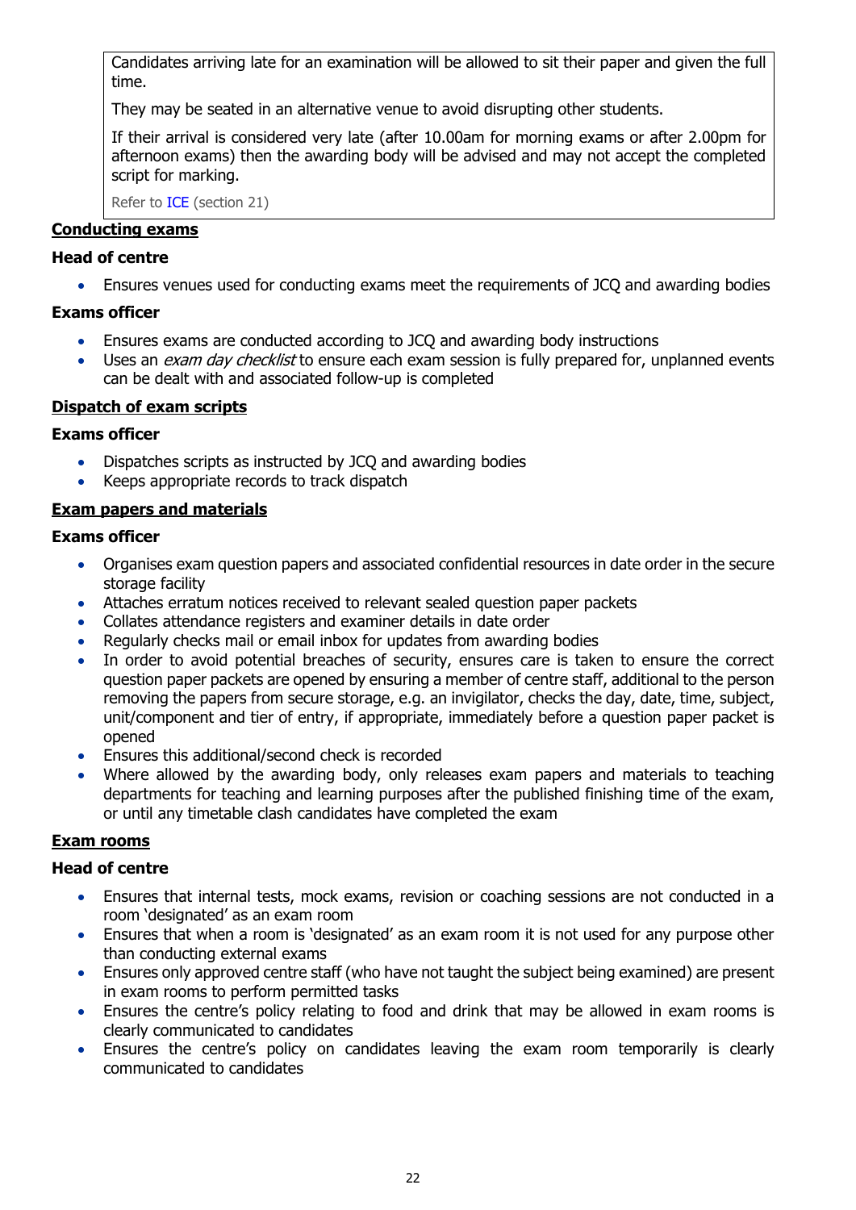Candidates arriving late for an examination will be allowed to sit their paper and given the full time.

They may be seated in an alternative venue to avoid disrupting other students.

If their arrival is considered very late (after 10.00am for morning exams or after 2.00pm for afternoon exams) then the awarding body will be advised and may not accept the completed script for marking.

Refer to ICE (section 21)

## <u>Conducting exams</u>

### Head of centre

- Ensures venues used for conducting exams meet the requirements of JCQ and awarding bodies

### Exams officer

- Ensures exams are conducted according to JCQ and awarding body instructions
- Uses an *exam day checklist* to ensure each exam session is fully prepared for, unplanned events can be dealt with and associated follow-up is completed

## <u>Dispatch of exam scripts</u>

### Exams officer

- Dispatches scripts as instructed by JCQ and awarding bodies
- Keeps appropriate records to track dispatch

## <u>Exam papers and materials</u>

### Exams officer

- Organises exam question papers and associated confidential resources in date order in the secure storage facility
- Attaches erratum notices received to relevant sealed question paper packets
- Collates attendance registers and examiner details in date order
- Regularly checks mail or email inbox for updates from awarding bodies
- In order to avoid potential breaches of security, ensures care is taken to ensure the correct question paper packets are opened by ensuring a member of centre staff, additional to the person removing the papers from secure storage, e.g. an invigilator, checks the day, date, time, subject, unit/component and tier of entry, if appropriate, immediately before a question paper packet is opened
- Ensures this additional/second check is recorded
- Where allowed by the awarding body, only releases exam papers and materials to teaching departments for teaching and learning purposes after the published finishing time of the exam, or until any timetable clash candidates have completed the exam

## <u>Exam rooms</u>

### Head of centre

- Ensures that internal tests, mock exams, revision or coaching sessions are not conducted in a room 'designated' as an exam room
- Ensures that when a room is 'designated' as an exam room it is not used for any purpose other than conducting external exams
- Ensures only approved centre staff (who have not taught the subject being examined) are present in exam rooms to perform permitted tasks
- Ensures the centre's policy relating to food and drink that may be allowed in exam rooms is clearly communicated to candidates
- Ensures the centre's policy on candidates leaving the exam room temporarily is clearly communicated to candidates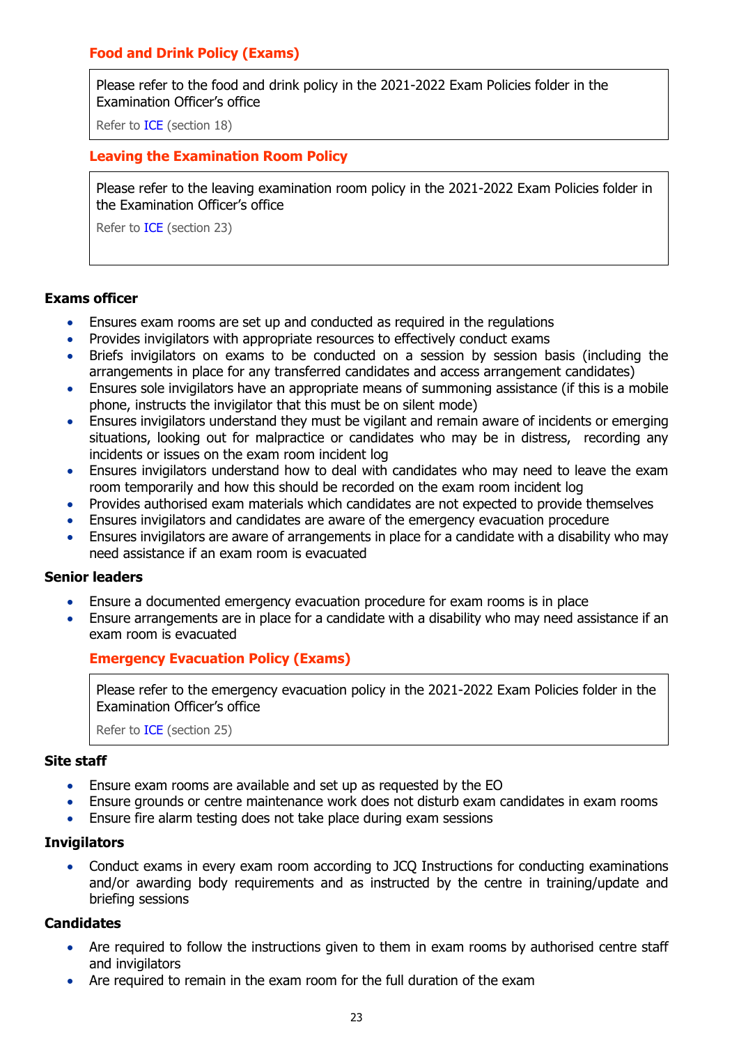### Food and Drink Policy (Exams)

> Please refer to the food and drink policy in the 2021-2022 Exam Policies folder in the Examination Officer's office
>
> Refer to ICE (section 18)

### Leaving the Examination Room Policy

> Please refer to the leaving examination room policy in the 2021-2022 Exam Policies folder in the Examination Officer's office
>
> Refer to ICE (section 23)

**Exams officer**

- Ensures exam rooms are set up and conducted as required in the regulations
- Provides invigilators with appropriate resources to effectively conduct exams
- Briefs invigilators on exams to be conducted on a session by session basis (including the arrangements in place for any transferred candidates and access arrangement candidates)
- Ensures sole invigilators have an appropriate means of summoning assistance (if this is a mobile phone, instructs the invigilator that this must be on silent mode)
- Ensures invigilators understand they must be vigilant and remain aware of incidents or emerging situations, looking out for malpractice or candidates who may be in distress, recording any incidents or issues on the exam room incident log
- Ensures invigilators understand how to deal with candidates who may need to leave the exam room temporarily and how this should be recorded on the exam room incident log
- Provides authorised exam materials which candidates are not expected to provide themselves
- Ensures invigilators and candidates are aware of the emergency evacuation procedure
- Ensures invigilators are aware of arrangements in place for a candidate with a disability who may need assistance if an exam room is evacuated

**Senior leaders**

- Ensure a documented emergency evacuation procedure for exam rooms is in place
- Ensure arrangements are in place for a candidate with a disability who may need assistance if an exam room is evacuated

### Emergency Evacuation Policy (Exams)

> Please refer to the emergency evacuation policy in the 2021-2022 Exam Policies folder in the Examination Officer's office
>
> Refer to ICE (section 25)

**Site staff**

- Ensure exam rooms are available and set up as requested by the EO
- Ensure grounds or centre maintenance work does not disturb exam candidates in exam rooms
- Ensure fire alarm testing does not take place during exam sessions

**Invigilators**

- Conduct exams in every exam room according to JCQ Instructions for conducting examinations and/or awarding body requirements and as instructed by the centre in training/update and briefing sessions

**Candidates**

- Are required to follow the instructions given to them in exam rooms by authorised centre staff and invigilators
- Are required to remain in the exam room for the full duration of the exam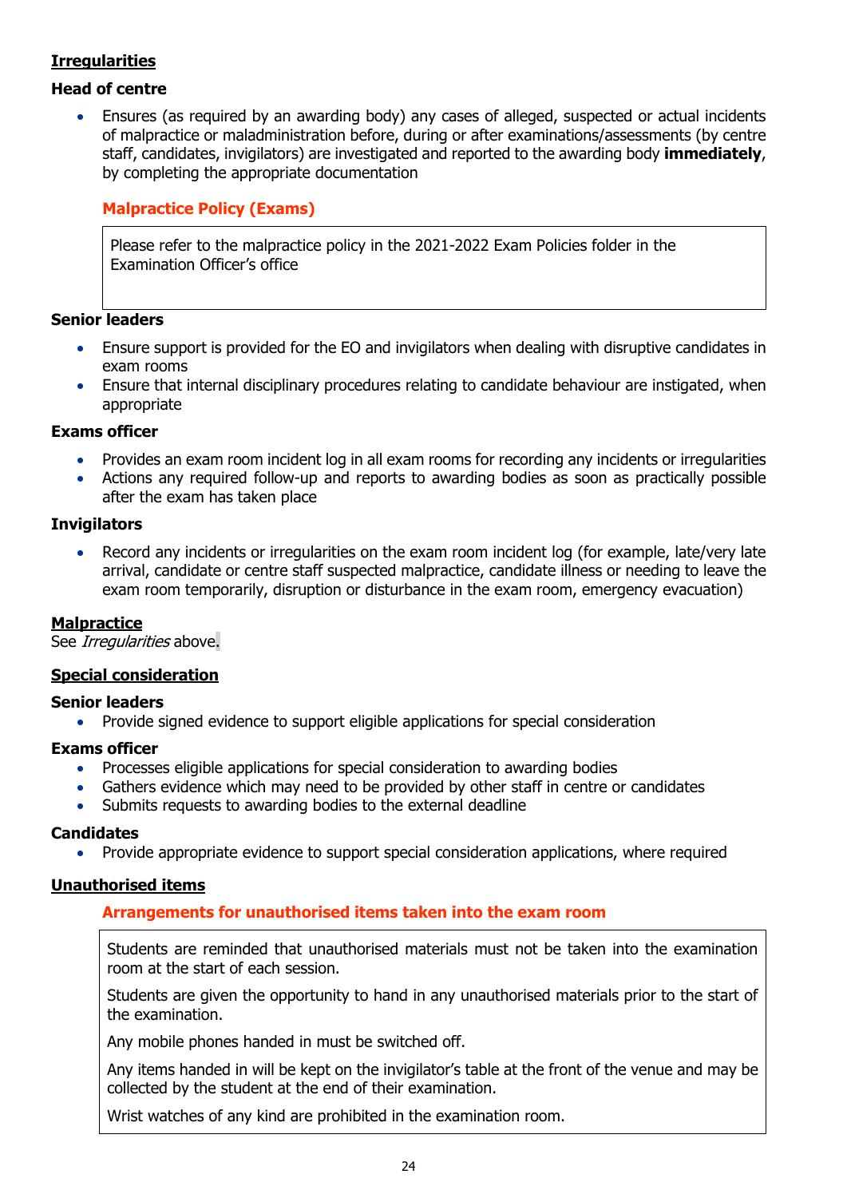## Irregularities

### Head of centre

- Ensures (as required by an awarding body) any cases of alleged, suspected or actual incidents of malpractice or maladministration before, during or after examinations/assessments (by centre staff, candidates, invigilators) are investigated and reported to the awarding body **immediately**, by completing the appropriate documentation

#### Malpractice Policy (Exams)

> Please refer to the malpractice policy in the 2021-2022 Exam Policies folder in the Examination Officer's office

### Senior leaders

- Ensure support is provided for the EO and invigilators when dealing with disruptive candidates in exam rooms
- Ensure that internal disciplinary procedures relating to candidate behaviour are instigated, when appropriate

### Exams officer

- Provides an exam room incident log in all exam rooms for recording any incidents or irregularities
- Actions any required follow-up and reports to awarding bodies as soon as practically possible after the exam has taken place

### Invigilators

- Record any incidents or irregularities on the exam room incident log (for example, late/very late arrival, candidate or centre staff suspected malpractice, candidate illness or needing to leave the exam room temporarily, disruption or disturbance in the exam room, emergency evacuation)

## Malpractice

See *Irregularities* above.

## Special consideration

### Senior leaders

- Provide signed evidence to support eligible applications for special consideration

### Exams officer

- Processes eligible applications for special consideration to awarding bodies
- Gathers evidence which may need to be provided by other staff in centre or candidates
- Submits requests to awarding bodies to the external deadline

### Candidates

- Provide appropriate evidence to support special consideration applications, where required

## Unauthorised items

#### Arrangements for unauthorised items taken into the exam room

> Students are reminded that unauthorised materials must not be taken into the examination room at the start of each session.
>
> Students are given the opportunity to hand in any unauthorised materials prior to the start of the examination.
>
> Any mobile phones handed in must be switched off.
>
> Any items handed in will be kept on the invigilator's table at the front of the venue and may be collected by the student at the end of their examination.
>
> Wrist watches of any kind are prohibited in the examination room.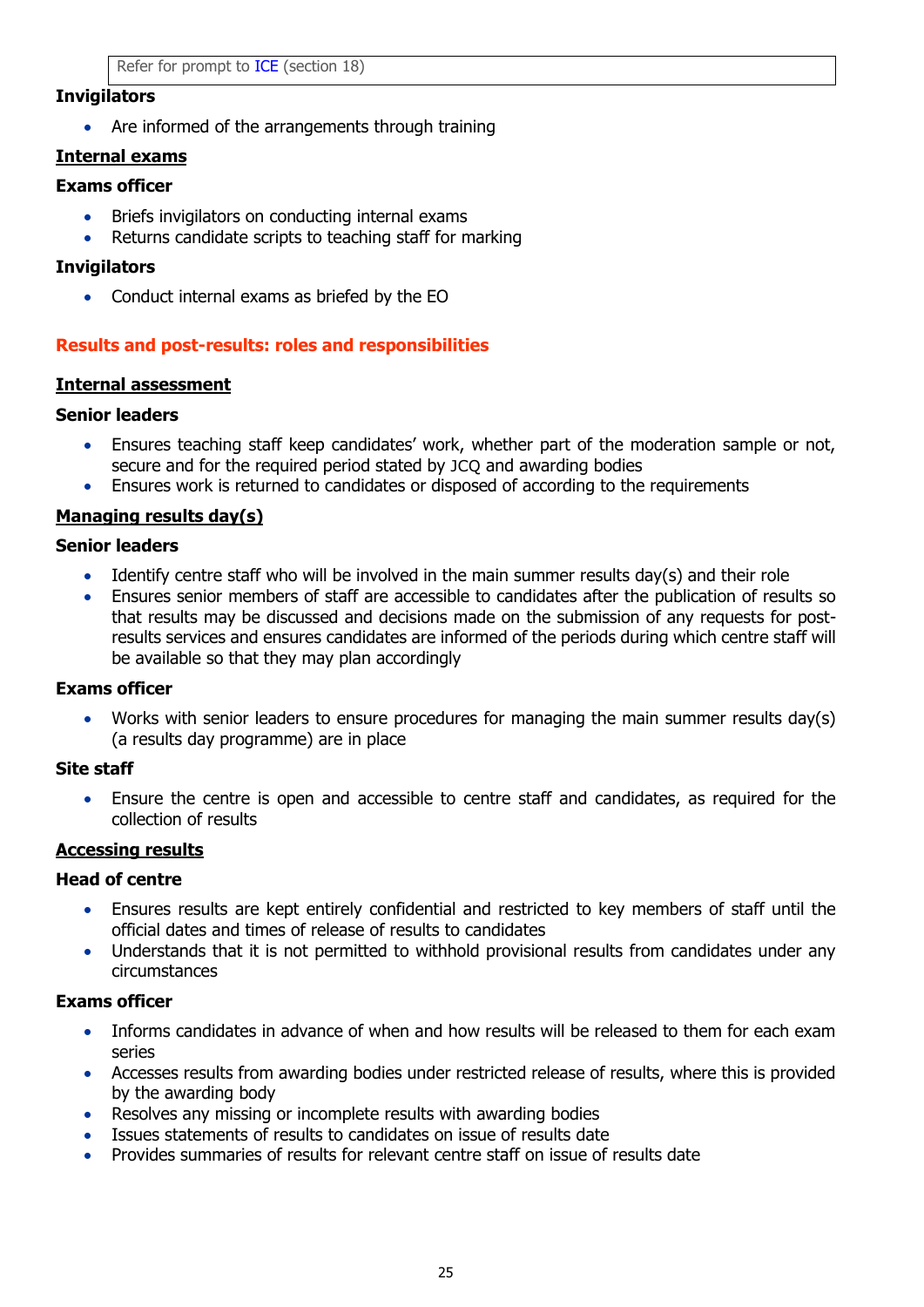> Refer for prompt to ICE (section 18)

**Invigilators**

- Are informed of the arrangements through training

**Internal exams**

**Exams officer**

- Briefs invigilators on conducting internal exams
- Returns candidate scripts to teaching staff for marking

**Invigilators**

- Conduct internal exams as briefed by the EO

## Results and post-results: roles and responsibilities

**Internal assessment**

**Senior leaders**

- Ensures teaching staff keep candidates' work, whether part of the moderation sample or not, secure and for the required period stated by JCQ and awarding bodies
- Ensures work is returned to candidates or disposed of according to the requirements

**Managing results day(s)**

**Senior leaders**

- Identify centre staff who will be involved in the main summer results day(s) and their role
- Ensures senior members of staff are accessible to candidates after the publication of results so that results may be discussed and decisions made on the submission of any requests for post-results services and ensures candidates are informed of the periods during which centre staff will be available so that they may plan accordingly

**Exams officer**

- Works with senior leaders to ensure procedures for managing the main summer results day(s) (a results day programme) are in place

**Site staff**

- Ensure the centre is open and accessible to centre staff and candidates, as required for the collection of results

**Accessing results**

**Head of centre**

- Ensures results are kept entirely confidential and restricted to key members of staff until the official dates and times of release of results to candidates
- Understands that it is not permitted to withhold provisional results from candidates under any circumstances

**Exams officer**

- Informs candidates in advance of when and how results will be released to them for each exam series
- Accesses results from awarding bodies under restricted release of results, where this is provided by the awarding body
- Resolves any missing or incomplete results with awarding bodies
- Issues statements of results to candidates on issue of results date
- Provides summaries of results for relevant centre staff on issue of results date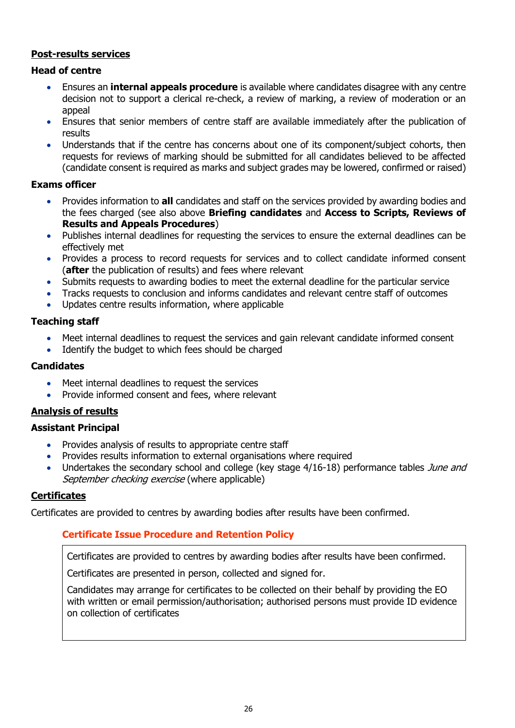## Post-results services

### Head of centre

- Ensures an **internal appeals procedure** is available where candidates disagree with any centre decision not to support a clerical re-check, a review of marking, a review of moderation or an appeal
- Ensures that senior members of centre staff are available immediately after the publication of results
- Understands that if the centre has concerns about one of its component/subject cohorts, then requests for reviews of marking should be submitted for all candidates believed to be affected (candidate consent is required as marks and subject grades may be lowered, confirmed or raised)

### Exams officer

- Provides information to **all** candidates and staff on the services provided by awarding bodies and the fees charged (see also above **Briefing candidates** and **Access to Scripts, Reviews of Results and Appeals Procedures**)
- Publishes internal deadlines for requesting the services to ensure the external deadlines can be effectively met
- Provides a process to record requests for services and to collect candidate informed consent (**after** the publication of results) and fees where relevant
- Submits requests to awarding bodies to meet the external deadline for the particular service
- Tracks requests to conclusion and informs candidates and relevant centre staff of outcomes
- Updates centre results information, where applicable

### Teaching staff

- Meet internal deadlines to request the services and gain relevant candidate informed consent
- Identify the budget to which fees should be charged

### Candidates

- Meet internal deadlines to request the services
- Provide informed consent and fees, where relevant

## Analysis of results

### Assistant Principal

- Provides analysis of results to appropriate centre staff
- Provides results information to external organisations where required
- Undertakes the secondary school and college (key stage 4/16-18) performance tables *June and September checking exercise* (where applicable)

## Certificates

Certificates are provided to centres by awarding bodies after results have been confirmed.

### Certificate Issue Procedure and Retention Policy

Certificates are provided to centres by awarding bodies after results have been confirmed.

Certificates are presented in person, collected and signed for.

Candidates may arrange for certificates to be collected on their behalf by providing the EO with written or email permission/authorisation; authorised persons must provide ID evidence on collection of certificates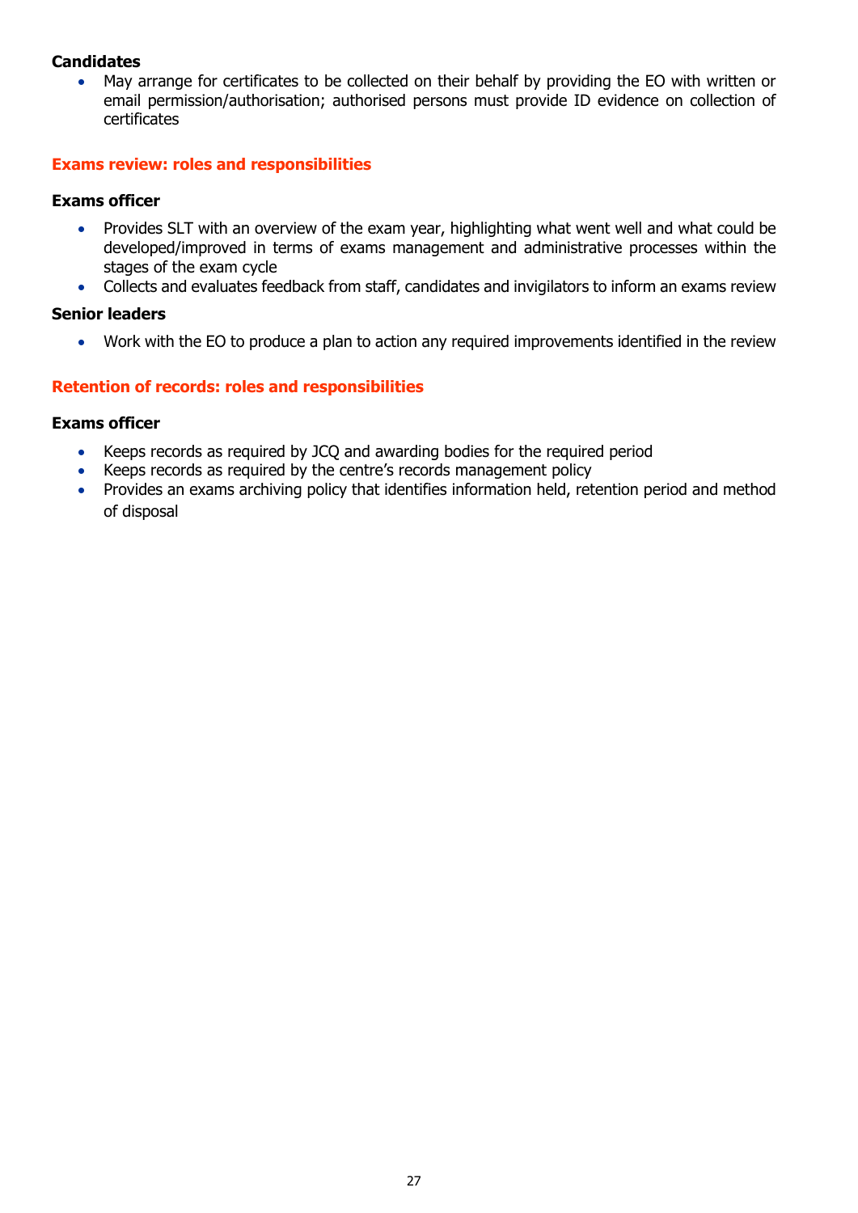**Candidates**

- May arrange for certificates to be collected on their behalf by providing the EO with written or email permission/authorisation; authorised persons must provide ID evidence on collection of certificates

### Exams review: roles and responsibilities

**Exams officer**

- Provides SLT with an overview of the exam year, highlighting what went well and what could be developed/improved in terms of exams management and administrative processes within the stages of the exam cycle
- Collects and evaluates feedback from staff, candidates and invigilators to inform an exams review

**Senior leaders**

- Work with the EO to produce a plan to action any required improvements identified in the review

### Retention of records: roles and responsibilities

**Exams officer**

- Keeps records as required by JCQ and awarding bodies for the required period
- Keeps records as required by the centre's records management policy
- Provides an exams archiving policy that identifies information held, retention period and method of disposal